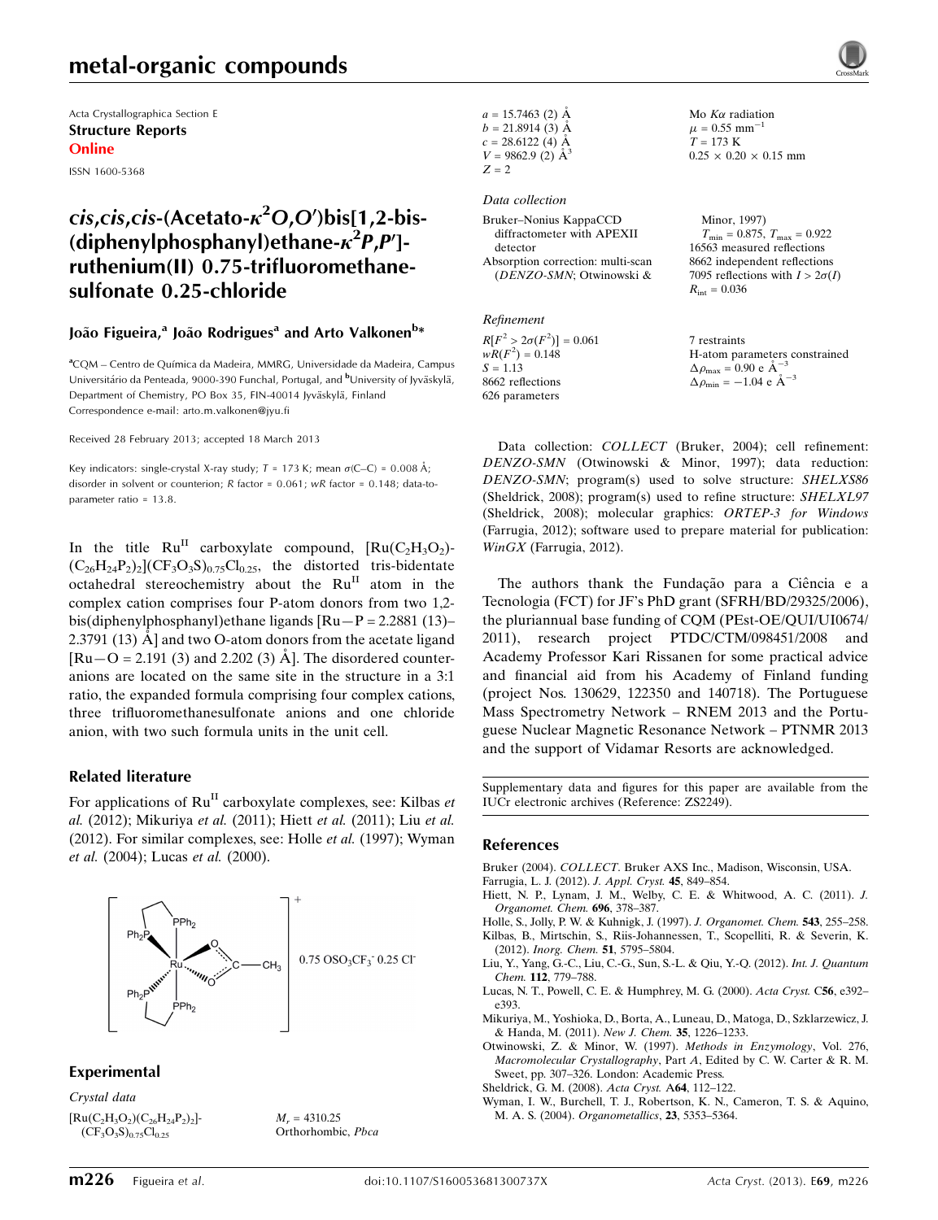metal-organic compounds

Acta Crystallographica Section E
**Structure Reports Online**

ISSN 1600-5368

# *cis,cis,cis*-(Acetato-$\kappa^2O,O'$)bis[1,2-bis(diphenylphosphanyl)ethane-$\kappa^2P,P'$]ruthenium(II) 0.75-trifluoromethanesulfonate 0.25-chloride

**João Figueira,[a] João Rodrigues[a] and Arto Valkonen[b]***

[a]CQM – Centro de Química da Madeira, MMRG, Universidade da Madeira, Campus Universitário da Penteada, 9000-390 Funchal, Portugal, and [b]University of Jyväskylä, Department of Chemistry, PO Box 35, FIN-40014 Jyväskylä, Finland
Correspondence e-mail: arto.m.valkonen@jyu.fi

Received 28 February 2013; accepted 18 March 2013

Key indicators: single-crystal X-ray study; $T$ = 173 K; mean $\sigma$(C–C) = 0.008 Å; disorder in solvent or counterion; $R$ factor = 0.061; $wR$ factor = 0.148; data-to-parameter ratio = 13.8.

In the title Ru[II] carboxylate compound, $[Ru(C_2H_3O_2)(C_{26}H_{24}P_2)_2](CF_3O_3S)_{0.75}Cl_{0.25}$, the distorted tris-bidentate octahedral stereochemistry about the Ru[II] atom in the complex cation comprises four P-atom donors from two 1,2-bis(diphenylphosphanyl)ethane ligands [Ru—P = 2.2881 (13)–2.3791 (13) Å] and two O-atom donors from the acetate ligand [Ru—O = 2.191 (3) and 2.202 (3) Å]. The disordered counter-anions are located on the same site in the structure in a 3:1 ratio, the expanded formula comprising four complex cations, three trifluoromethanesulfonate anions and one chloride anion, with two such formula units in the unit cell.

## Related literature

For applications of Ru[II] carboxylate complexes, see: Kilbas *et al.* (2012); Mikuriya *et al.* (2011); Hiett *et al.* (2011); Liu *et al.* (2012). For similar complexes, see: Holle *et al.* (1997); Wyman *et al.* (2004); Lucas *et al.* (2000).

## Experimental

### Crystal data

$[Ru(C_2H_3O_2)(C_{26}H_{24}P_2)_2](CF_3O_3S)_{0.75}Cl_{0.25}$
$M_r$ = 4310.25
Orthorhombic, *Pbca*
$a$ = 15.7463 (2) Å
$b$ = 21.8914 (3) Å
$c$ = 28.6122 (4) Å
$V$ = 9862.9 (2) Å$^3$
$Z$ = 2
Mo $K\alpha$ radiation
$\mu$ = 0.55 mm$^{-1}$
$T$ = 173 K
0.25 × 0.20 × 0.15 mm

### Data collection

Bruker–Nonius KappaCCD diffractometer with APEXII detector
Absorption correction: multi-scan (*DENZO-SMN*; Otwinowski & Minor, 1997)
$T_{min}$ = 0.875, $T_{max}$ = 0.922
16563 measured reflections
8662 independent reflections
7095 reflections with $I > 2\sigma(I)$
$R_{int}$ = 0.036

### Refinement

$R[F^2 > 2\sigma(F^2)]$ = 0.061
$wR(F^2)$ = 0.148
$S$ = 1.13
8662 reflections
626 parameters
7 restraints
H-atom parameters constrained
$\Delta\rho_{max}$ = 0.90 e Å$^{-3}$
$\Delta\rho_{min}$ = −1.04 e Å$^{-3}$

Data collection: *COLLECT* (Bruker, 2004); cell refinement: *DENZO-SMN* (Otwinowski & Minor, 1997); data reduction: *DENZO-SMN*; program(s) used to solve structure: *SHELXS86* (Sheldrick, 2008); program(s) used to refine structure: *SHELXL97* (Sheldrick, 2008); molecular graphics: *ORTEP-3 for Windows* (Farrugia, 2012); software used to prepare material for publication: *WinGX* (Farrugia, 2012).

The authors thank the Fundação para a Ciência e a Tecnologia (FCT) for JF's PhD grant (SFRH/BD/29325/2006), the pluriannual base funding of CQM (PEst-OE/QUI/UI0674/2011), research project PTDC/CTM/098451/2008 and Academy Professor Kari Rissanen for some practical advice and financial aid from his Academy of Finland funding (project Nos. 130629, 122350 and 140718). The Portuguese Mass Spectrometry Network – RNEM 2013 and the Portuguese Nuclear Magnetic Resonance Network – PTNMR 2013 and the support of Vidamar Resorts are acknowledged.

Supplementary data and figures for this paper are available from the IUCr electronic archives (Reference: ZS2249).

## References

Bruker (2004). *COLLECT*. Bruker AXS Inc., Madison, Wisconsin, USA.
Farrugia, L. J. (2012). *J. Appl. Cryst.* **45**, 849–854.
Hiett, N. P., Lynam, J. M., Welby, C. E. & Whitwood, A. C. (2011). *J. Organomet. Chem.* **696**, 378–387.
Holle, S., Jolly, P. W. & Kuhnigk, J. (1997). *J. Organomet. Chem.* **543**, 255–258.
Kilbas, B., Mirtschin, S., Riis-Johannessen, T., Scopelliti, R. & Severin, K. (2012). *Inorg. Chem.* **51**, 5795–5804.
Liu, Y., Yang, G.-C., Liu, C.-G., Sun, S.-L. & Qiu, Y.-Q. (2012). *Int. J. Quantum Chem.* **112**, 779–788.
Lucas, N. T., Powell, C. E. & Humphrey, M. G. (2000). *Acta Cryst.* C**56**, e392–e393.
Mikuriya, M., Yoshioka, D., Borta, A., Luneau, D., Matoga, D., Szklarzewicz, J. & Handa, M. (2011). *New J. Chem.* **35**, 1226–1233.
Otwinowski, Z. & Minor, W. (1997). *Methods in Enzymology*, Vol. 276, *Macromolecular Crystallography*, Part *A*, Edited by C. W. Carter & R. M. Sweet, pp. 307–326. London: Academic Press.
Sheldrick, G. M. (2008). *Acta Cryst.* A**64**, 112–122.
Wyman, I. W., Burchell, T. J., Robertson, K. N., Cameron, T. S. & Aquino, M. A. S. (2004). *Organometallics*, **23**, 5353–5364.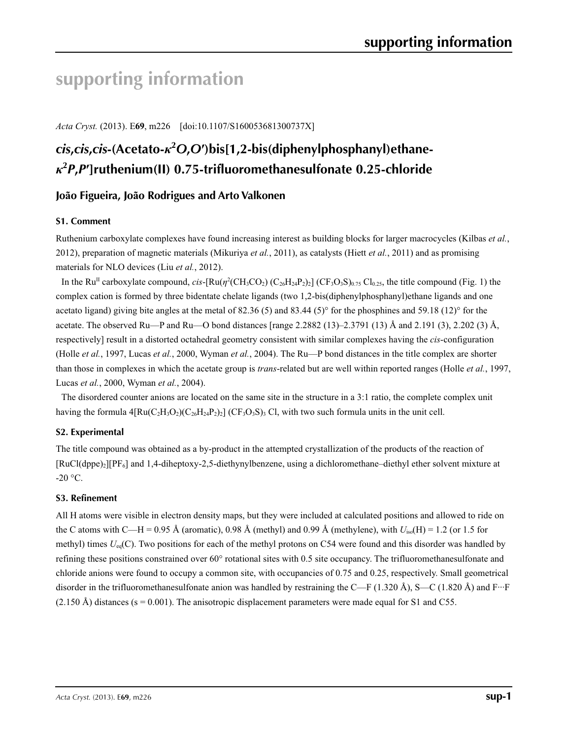# supporting information

*Acta Cryst.* (2013). E**69**, m226 [doi:10.1107/S160053681300737X]

## *cis,cis,cis*-(Acetato-$\kappa^2O,O'$)bis[1,2-bis(diphenylphosphanyl)ethane-$\kappa^2P,P'$]ruthenium(II) 0.75-trifluoromethanesulfonate 0.25-chloride

### João Figueira, João Rodrigues and Arto Valkonen

### S1. Comment

Ruthenium carboxylate complexes have found increasing interest as building blocks for larger macrocycles (Kilbas *et al.*, 2012), preparation of magnetic materials (Mikuriya *et al.*, 2011), as catalysts (Hiett *et al.*, 2011) and as promising materials for NLO devices (Liu *et al.*, 2012).

In the $Ru^{II}$ carboxylate compound, *cis*-$[Ru(\eta^2(CH_3CO_2)(C_{26}H_{24}P_2)_2](CF_3O_3S)_{0.75}Cl_{0.25}$, the title compound (Fig. 1) the complex cation is formed by three bidentate chelate ligands (two 1,2-bis(diphenylphosphanyl)ethane ligands and one acetato ligand) giving bite angles at the metal of 82.36 (5) and 83.44 (5)° for the phosphines and 59.18 (12)° for the acetate. The observed Ru—P and Ru—O bond distances [range 2.2882 (13)–2.3791 (13) Å and 2.191 (3), 2.202 (3) Å, respectively] result in a distorted octahedral geometry consistent with similar complexes having the *cis*-configuration (Holle *et al.*, 1997, Lucas *et al.*, 2000, Wyman *et al.*, 2004). The Ru—P bond distances in the title complex are shorter than those in complexes in which the acetate group is *trans*-related but are well within reported ranges (Holle *et al.*, 1997, Lucas *et al.*, 2000, Wyman *et al.*, 2004).

The disordered counter anions are located on the same site in the structure in a 3:1 ratio, the complete complex unit having the formula $4[Ru(C_2H_3O_2)(C_{26}H_{24}P_2)_2](CF_3O_3S)_3Cl$, with two such formula units in the unit cell.

### S2. Experimental

The title compound was obtained as a by-product in the attempted crystallization of the products of the reaction of $[RuCl(dppe)_2][PF_6]$ and 1,4-diheptoxy-2,5-diethynylbenzene, using a dichloromethane–diethyl ether solvent mixture at -20 °C.

### S3. Refinement

All H atoms were visible in electron density maps, but they were included at calculated positions and allowed to ride on the C atoms with C—H = 0.95 Å (aromatic), 0.98 Å (methyl) and 0.99 Å (methylene), with $U_{iso}(H)$ = 1.2 (or 1.5 for methyl) times $U_{eq}(C)$. Two positions for each of the methyl protons on C54 were found and this disorder was handled by refining these positions constrained over 60° rotational sites with 0.5 site occupancy. The trifluoromethanesulfonate and chloride anions were found to occupy a common site, with occupancies of 0.75 and 0.25, respectively. Small geometrical disorder in the trifluoromethanesulfonate anion was handled by restraining the C—F (1.320 Å), S—C (1.820 Å) and F···F (2.150 Å) distances (s = 0.001). The anisotropic displacement parameters were made equal for S1 and C55.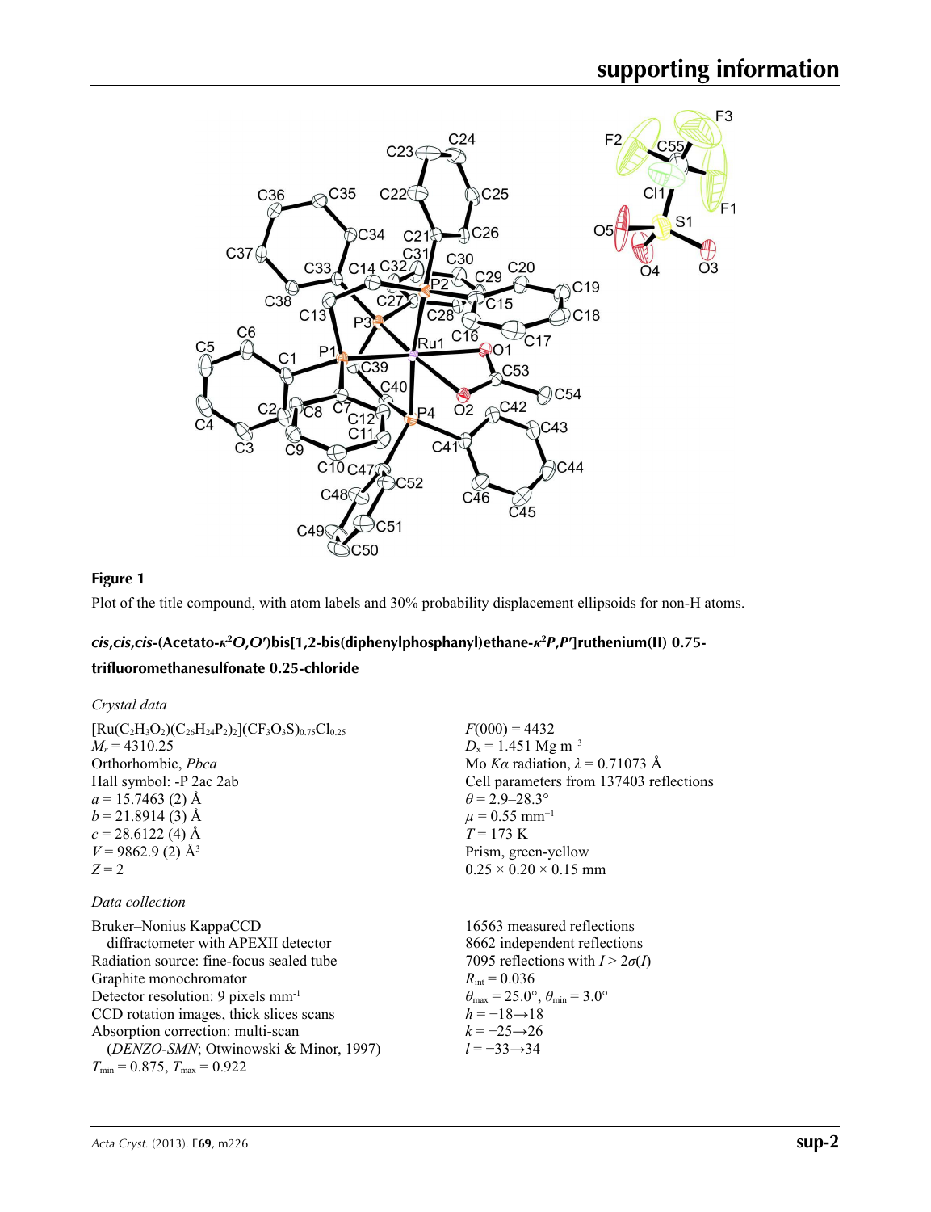**Figure 1**

Plot of the title compound, with atom labels and 30% probability displacement ellipsoids for non-H atoms.

## *cis,cis,cis*-(Acetato-$\kappa^2O,O'$)bis[1,2-bis(diphenylphosphanyl)ethane-$\kappa^2P,P'$]ruthenium(II) 0.75-trifluoromethanesulfonate 0.25-chloride

### *Crystal data*

$[Ru(C_2H_3O_2)(C_{26}H_{24}P_2)_2](CF_3O_3S)_{0.75}Cl_{0.25}$
$M_r = 4310.25$
Orthorhombic, *Pbca*
Hall symbol: -P 2ac 2ab
$a = 15.7463$ (2) Å
$b = 21.8914$ (3) Å
$c = 28.6122$ (4) Å
$V = 9862.9$ (2) Å$^3$
$Z = 2$

$F(000) = 4432$
$D_x = 1.451$ Mg m$^{-3}$
Mo $K\alpha$ radiation, $\lambda = 0.71073$ Å
Cell parameters from 137403 reflections
$\theta = 2.9$–$28.3°$
$\mu = 0.55$ mm$^{-1}$
$T = 173$ K
Prism, green-yellow
$0.25 \times 0.20 \times 0.15$ mm

### *Data collection*

Bruker–Nonius KappaCCD diffractometer with APEXII detector
Radiation source: fine-focus sealed tube
Graphite monochromator
Detector resolution: 9 pixels mm$^{-1}$
CCD rotation images, thick slices scans
Absorption correction: multi-scan (*DENZO-SMN*; Otwinowski & Minor, 1997)
$T_{min} = 0.875$, $T_{max} = 0.922$

16563 measured reflections
8662 independent reflections
7095 reflections with $I > 2\sigma(I)$
$R_{int} = 0.036$
$\theta_{max} = 25.0°$, $\theta_{min} = 3.0°$
$h = -18 \rightarrow 18$
$k = -25 \rightarrow 26$
$l = -33 \rightarrow 34$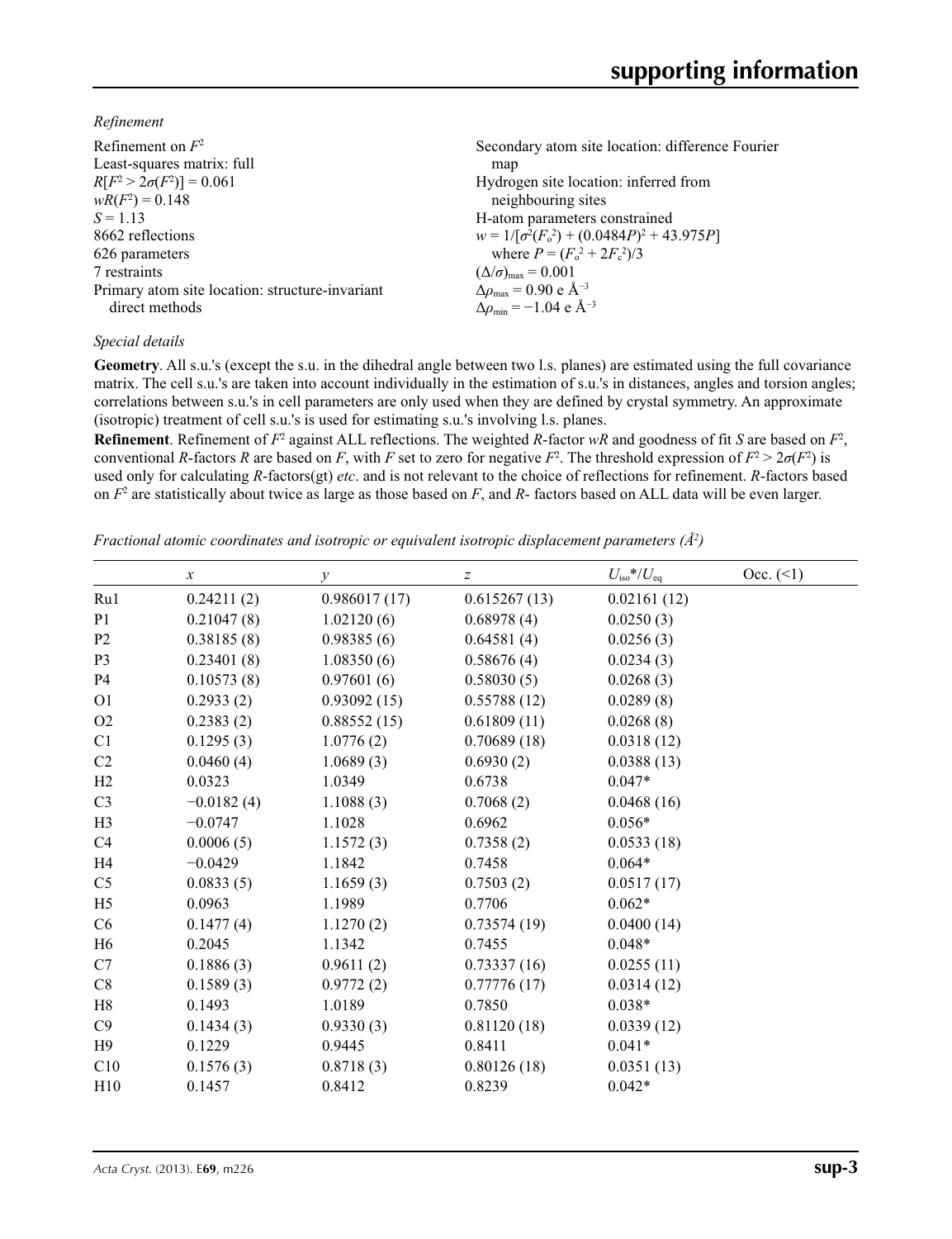*Refinement*

Refinement on $F^2$
Least-squares matrix: full
$R[F^2 > 2\sigma(F^2)] = 0.061$
$wR(F^2) = 0.148$
$S = 1.13$
8662 reflections
626 parameters
7 restraints
Primary atom site location: structure-invariant direct methods
Secondary atom site location: difference Fourier map
Hydrogen site location: inferred from neighbouring sites
H-atom parameters constrained
$w = 1/[\sigma^2(F_o^2) + (0.0484P)^2 + 43.975P]$ where $P = (F_o^2 + 2F_c^2)/3$
$(\Delta/\sigma)_{max} = 0.001$
$\Delta\rho_{max} = 0.90$ e Å$^{-3}$
$\Delta\rho_{min} = -1.04$ e Å$^{-3}$

*Special details*

**Geometry**. All s.u.'s (except the s.u. in the dihedral angle between two l.s. planes) are estimated using the full covariance matrix. The cell s.u.'s are taken into account individually in the estimation of s.u.'s in distances, angles and torsion angles; correlations between s.u.'s in cell parameters are only used when they are defined by crystal symmetry. An approximate (isotropic) treatment of cell s.u.'s is used for estimating s.u.'s involving l.s. planes.

**Refinement**. Refinement of $F^2$ against ALL reflections. The weighted $R$-factor $wR$ and goodness of fit $S$ are based on $F^2$, conventional $R$-factors $R$ are based on $F$, with $F$ set to zero for negative $F^2$. The threshold expression of $F^2 > 2\sigma(F^2)$ is used only for calculating $R$-factors(gt) *etc*. and is not relevant to the choice of reflections for refinement. $R$-factors based on $F^2$ are statistically about twice as large as those based on $F$, and $R$- factors based on ALL data will be even larger.

*Fractional atomic coordinates and isotropic or equivalent isotropic displacement parameters (Å$^2$)*

| | $x$ | $y$ | $z$ | $U_{iso}$*/$U_{eq}$ | Occ. (<1) |
|---|---|---|---|---|---|
| Ru1 | 0.24211 (2) | 0.986017 (17) | 0.615267 (13) | 0.02161 (12) | |
| P1 | 0.21047 (8) | 1.02120 (6) | 0.68978 (4) | 0.0250 (3) | |
| P2 | 0.38185 (8) | 0.98385 (6) | 0.64581 (4) | 0.0256 (3) | |
| P3 | 0.23401 (8) | 1.08350 (6) | 0.58676 (4) | 0.0234 (3) | |
| P4 | 0.10573 (8) | 0.97601 (6) | 0.58030 (5) | 0.0268 (3) | |
| O1 | 0.2933 (2) | 0.93092 (15) | 0.55788 (12) | 0.0289 (8) | |
| O2 | 0.2383 (2) | 0.88552 (15) | 0.61809 (11) | 0.0268 (8) | |
| C1 | 0.1295 (3) | 1.0776 (2) | 0.70689 (18) | 0.0318 (12) | |
| C2 | 0.0460 (4) | 1.0689 (3) | 0.6930 (2) | 0.0388 (13) | |
| H2 | 0.0323 | 1.0349 | 0.6738 | 0.047* | |
| C3 | −0.0182 (4) | 1.1088 (3) | 0.7068 (2) | 0.0468 (16) | |
| H3 | −0.0747 | 1.1028 | 0.6962 | 0.056* | |
| C4 | 0.0006 (5) | 1.1572 (3) | 0.7358 (2) | 0.0533 (18) | |
| H4 | −0.0429 | 1.1842 | 0.7458 | 0.064* | |
| C5 | 0.0833 (5) | 1.1659 (3) | 0.7503 (2) | 0.0517 (17) | |
| H5 | 0.0963 | 1.1989 | 0.7706 | 0.062* | |
| C6 | 0.1477 (4) | 1.1270 (2) | 0.73574 (19) | 0.0400 (14) | |
| H6 | 0.2045 | 1.1342 | 0.7455 | 0.048* | |
| C7 | 0.1886 (3) | 0.9611 (2) | 0.73337 (16) | 0.0255 (11) | |
| C8 | 0.1589 (3) | 0.9772 (2) | 0.77776 (17) | 0.0314 (12) | |
| H8 | 0.1493 | 1.0189 | 0.7850 | 0.038* | |
| C9 | 0.1434 (3) | 0.9330 (3) | 0.81120 (18) | 0.0339 (12) | |
| H9 | 0.1229 | 0.9445 | 0.8411 | 0.041* | |
| C10 | 0.1576 (3) | 0.8718 (3) | 0.80126 (18) | 0.0351 (13) | |
| H10 | 0.1457 | 0.8412 | 0.8239 | 0.042* | |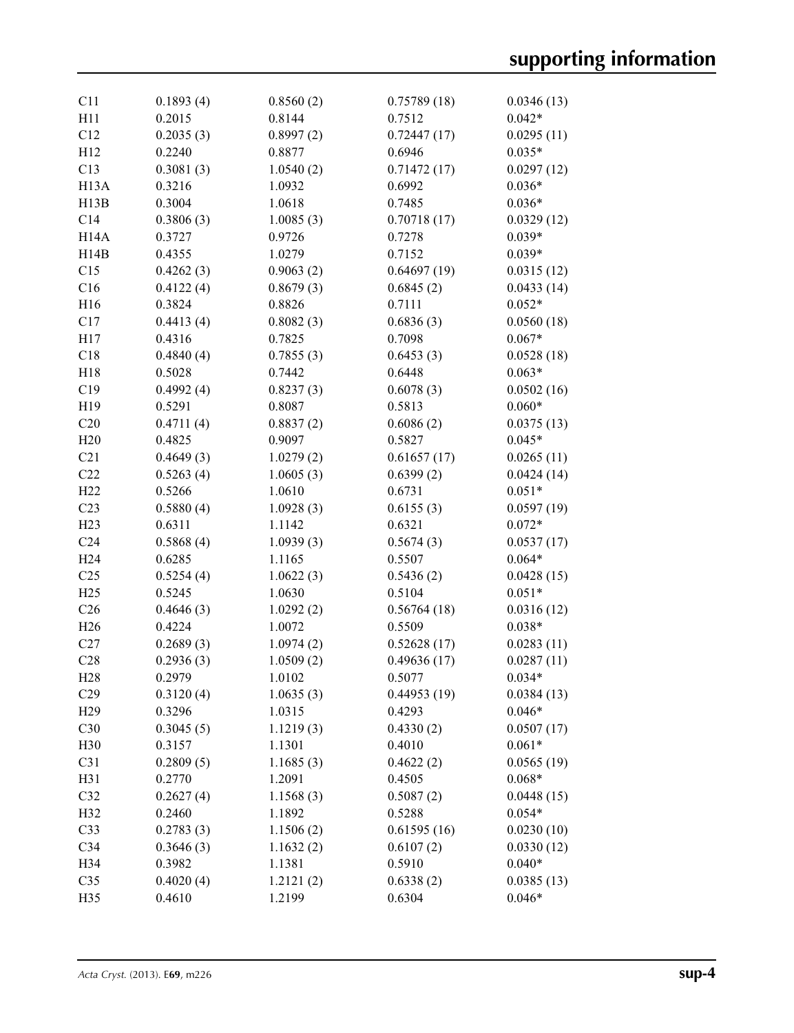| | | | | |
|---|---|---|---|---|
| C11 | 0.1893 (4) | 0.8560 (2) | 0.75789 (18) | 0.0346 (13) |
| H11 | 0.2015 | 0.8144 | 0.7512 | 0.042* |
| C12 | 0.2035 (3) | 0.8997 (2) | 0.72447 (17) | 0.0295 (11) |
| H12 | 0.2240 | 0.8877 | 0.6946 | 0.035* |
| C13 | 0.3081 (3) | 1.0540 (2) | 0.71472 (17) | 0.0297 (12) |
| H13A | 0.3216 | 1.0932 | 0.6992 | 0.036* |
| H13B | 0.3004 | 1.0618 | 0.7485 | 0.036* |
| C14 | 0.3806 (3) | 1.0085 (3) | 0.70718 (17) | 0.0329 (12) |
| H14A | 0.3727 | 0.9726 | 0.7278 | 0.039* |
| H14B | 0.4355 | 1.0279 | 0.7152 | 0.039* |
| C15 | 0.4262 (3) | 0.9063 (2) | 0.64697 (19) | 0.0315 (12) |
| C16 | 0.4122 (4) | 0.8679 (3) | 0.6845 (2) | 0.0433 (14) |
| H16 | 0.3824 | 0.8826 | 0.7111 | 0.052* |
| C17 | 0.4413 (4) | 0.8082 (3) | 0.6836 (3) | 0.0560 (18) |
| H17 | 0.4316 | 0.7825 | 0.7098 | 0.067* |
| C18 | 0.4840 (4) | 0.7855 (3) | 0.6453 (3) | 0.0528 (18) |
| H18 | 0.5028 | 0.7442 | 0.6448 | 0.063* |
| C19 | 0.4992 (4) | 0.8237 (3) | 0.6078 (3) | 0.0502 (16) |
| H19 | 0.5291 | 0.8087 | 0.5813 | 0.060* |
| C20 | 0.4711 (4) | 0.8837 (2) | 0.6086 (2) | 0.0375 (13) |
| H20 | 0.4825 | 0.9097 | 0.5827 | 0.045* |
| C21 | 0.4649 (3) | 1.0279 (2) | 0.61657 (17) | 0.0265 (11) |
| C22 | 0.5263 (4) | 1.0605 (3) | 0.6399 (2) | 0.0424 (14) |
| H22 | 0.5266 | 1.0610 | 0.6731 | 0.051* |
| C23 | 0.5880 (4) | 1.0928 (3) | 0.6155 (3) | 0.0597 (19) |
| H23 | 0.6311 | 1.1142 | 0.6321 | 0.072* |
| C24 | 0.5868 (4) | 1.0939 (3) | 0.5674 (3) | 0.0537 (17) |
| H24 | 0.6285 | 1.1165 | 0.5507 | 0.064* |
| C25 | 0.5254 (4) | 1.0622 (3) | 0.5436 (2) | 0.0428 (15) |
| H25 | 0.5245 | 1.0630 | 0.5104 | 0.051* |
| C26 | 0.4646 (3) | 1.0292 (2) | 0.56764 (18) | 0.0316 (12) |
| H26 | 0.4224 | 1.0072 | 0.5509 | 0.038* |
| C27 | 0.2689 (3) | 1.0974 (2) | 0.52628 (17) | 0.0283 (11) |
| C28 | 0.2936 (3) | 1.0509 (2) | 0.49636 (17) | 0.0287 (11) |
| H28 | 0.2979 | 1.0102 | 0.5077 | 0.034* |
| C29 | 0.3120 (4) | 1.0635 (3) | 0.44953 (19) | 0.0384 (13) |
| H29 | 0.3296 | 1.0315 | 0.4293 | 0.046* |
| C30 | 0.3045 (5) | 1.1219 (3) | 0.4330 (2) | 0.0507 (17) |
| H30 | 0.3157 | 1.1301 | 0.4010 | 0.061* |
| C31 | 0.2809 (5) | 1.1685 (3) | 0.4622 (2) | 0.0565 (19) |
| H31 | 0.2770 | 1.2091 | 0.4505 | 0.068* |
| C32 | 0.2627 (4) | 1.1568 (3) | 0.5087 (2) | 0.0448 (15) |
| H32 | 0.2460 | 1.1892 | 0.5288 | 0.054* |
| C33 | 0.2783 (3) | 1.1506 (2) | 0.61595 (16) | 0.0230 (10) |
| C34 | 0.3646 (3) | 1.1632 (2) | 0.6107 (2) | 0.0330 (12) |
| H34 | 0.3982 | 1.1381 | 0.5910 | 0.040* |
| C35 | 0.4020 (4) | 1.2121 (2) | 0.6338 (2) | 0.0385 (13) |
| H35 | 0.4610 | 1.2199 | 0.6304 | 0.046* |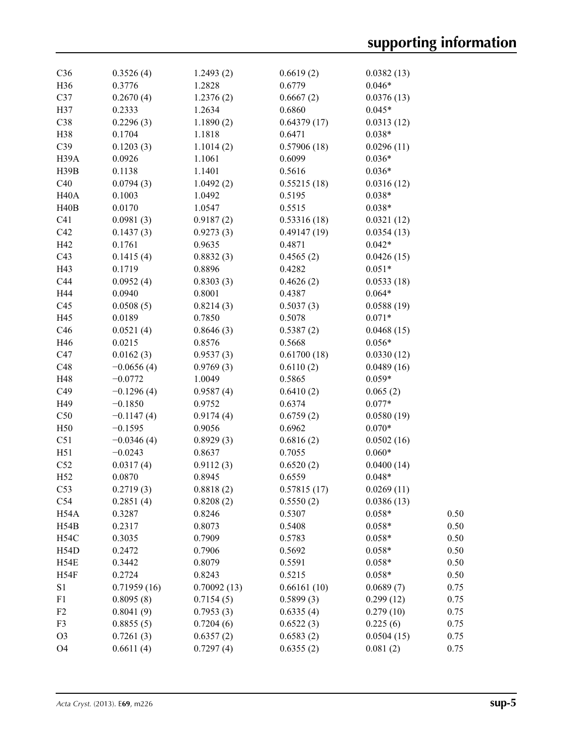| | | | | | |
|---|---|---|---|---|---|
| C36 | 0.3526 (4) | 1.2493 (2) | 0.6619 (2) | 0.0382 (13) | |
| H36 | 0.3776 | 1.2828 | 0.6779 | 0.046* | |
| C37 | 0.2670 (4) | 1.2376 (2) | 0.6667 (2) | 0.0376 (13) | |
| H37 | 0.2333 | 1.2634 | 0.6860 | 0.045* | |
| C38 | 0.2296 (3) | 1.1890 (2) | 0.64379 (17) | 0.0313 (12) | |
| H38 | 0.1704 | 1.1818 | 0.6471 | 0.038* | |
| C39 | 0.1203 (3) | 1.1014 (2) | 0.57906 (18) | 0.0296 (11) | |
| H39A | 0.0926 | 1.1061 | 0.6099 | 0.036* | |
| H39B | 0.1138 | 1.1401 | 0.5616 | 0.036* | |
| C40 | 0.0794 (3) | 1.0492 (2) | 0.55215 (18) | 0.0316 (12) | |
| H40A | 0.1003 | 1.0492 | 0.5195 | 0.038* | |
| H40B | 0.0170 | 1.0547 | 0.5515 | 0.038* | |
| C41 | 0.0981 (3) | 0.9187 (2) | 0.53316 (18) | 0.0321 (12) | |
| C42 | 0.1437 (3) | 0.9273 (3) | 0.49147 (19) | 0.0354 (13) | |
| H42 | 0.1761 | 0.9635 | 0.4871 | 0.042* | |
| C43 | 0.1415 (4) | 0.8832 (3) | 0.4565 (2) | 0.0426 (15) | |
| H43 | 0.1719 | 0.8896 | 0.4282 | 0.051* | |
| C44 | 0.0952 (4) | 0.8303 (3) | 0.4626 (2) | 0.0533 (18) | |
| H44 | 0.0940 | 0.8001 | 0.4387 | 0.064* | |
| C45 | 0.0508 (5) | 0.8214 (3) | 0.5037 (3) | 0.0588 (19) | |
| H45 | 0.0189 | 0.7850 | 0.5078 | 0.071* | |
| C46 | 0.0521 (4) | 0.8646 (3) | 0.5387 (2) | 0.0468 (15) | |
| H46 | 0.0215 | 0.8576 | 0.5668 | 0.056* | |
| C47 | 0.0162 (3) | 0.9537 (3) | 0.61700 (18) | 0.0330 (12) | |
| C48 | −0.0656 (4) | 0.9769 (3) | 0.6110 (2) | 0.0489 (16) | |
| H48 | −0.0772 | 1.0049 | 0.5865 | 0.059* | |
| C49 | −0.1296 (4) | 0.9587 (4) | 0.6410 (2) | 0.065 (2) | |
| H49 | −0.1850 | 0.9752 | 0.6374 | 0.077* | |
| C50 | −0.1147 (4) | 0.9174 (4) | 0.6759 (2) | 0.0580 (19) | |
| H50 | −0.1595 | 0.9056 | 0.6962 | 0.070* | |
| C51 | −0.0346 (4) | 0.8929 (3) | 0.6816 (2) | 0.0502 (16) | |
| H51 | −0.0243 | 0.8637 | 0.7055 | 0.060* | |
| C52 | 0.0317 (4) | 0.9112 (3) | 0.6520 (2) | 0.0400 (14) | |
| H52 | 0.0870 | 0.8945 | 0.6559 | 0.048* | |
| C53 | 0.2719 (3) | 0.8818 (2) | 0.57815 (17) | 0.0269 (11) | |
| C54 | 0.2851 (4) | 0.8208 (2) | 0.5550 (2) | 0.0386 (13) | |
| H54A | 0.3287 | 0.8246 | 0.5307 | 0.058* | 0.50 |
| H54B | 0.2317 | 0.8073 | 0.5408 | 0.058* | 0.50 |
| H54C | 0.3035 | 0.7909 | 0.5783 | 0.058* | 0.50 |
| H54D | 0.2472 | 0.7906 | 0.5692 | 0.058* | 0.50 |
| H54E | 0.3442 | 0.8079 | 0.5591 | 0.058* | 0.50 |
| H54F | 0.2724 | 0.8243 | 0.5215 | 0.058* | 0.50 |
| S1 | 0.71959 (16) | 0.70092 (13) | 0.66161 (10) | 0.0689 (7) | 0.75 |
| F1 | 0.8095 (8) | 0.7154 (5) | 0.5899 (3) | 0.299 (12) | 0.75 |
| F2 | 0.8041 (9) | 0.7953 (3) | 0.6335 (4) | 0.279 (10) | 0.75 |
| F3 | 0.8855 (5) | 0.7204 (6) | 0.6522 (3) | 0.225 (6) | 0.75 |
| O3 | 0.7261 (3) | 0.6357 (2) | 0.6583 (2) | 0.0504 (15) | 0.75 |
| O4 | 0.6611 (4) | 0.7297 (4) | 0.6355 (2) | 0.081 (2) | 0.75 |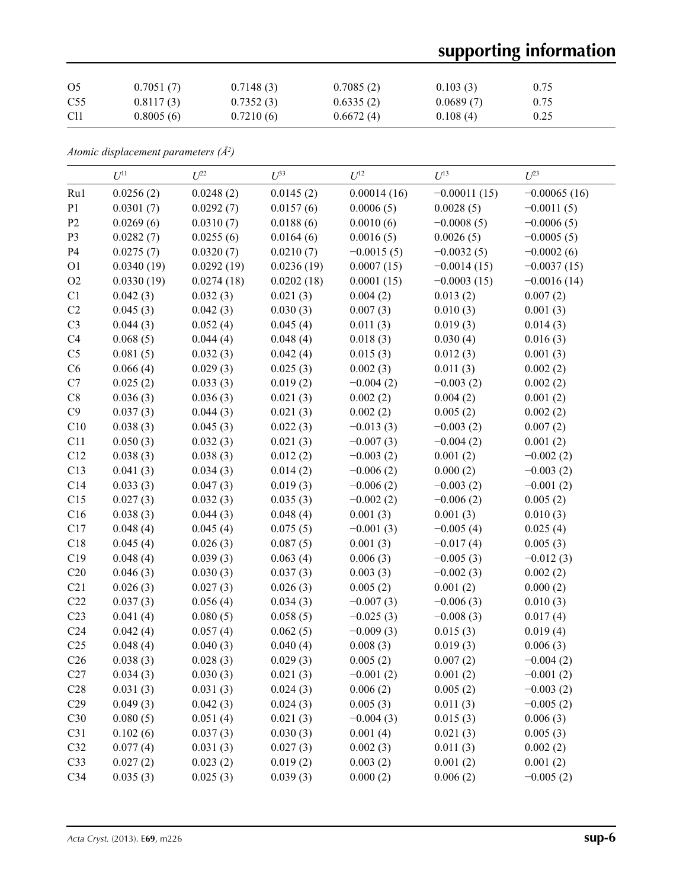| | | | | | |
|---|---|---|---|---|---|
| O5 | 0.7051 (7) | 0.7148 (3) | 0.7085 (2) | 0.103 (3) | 0.75 |
| C55 | 0.8117 (3) | 0.7352 (3) | 0.6335 (2) | 0.0689 (7) | 0.75 |
| Cl1 | 0.8005 (6) | 0.7210 (6) | 0.6672 (4) | 0.108 (4) | 0.25 |

*Atomic displacement parameters (Å²)*

| | $U^{11}$ | $U^{22}$ | $U^{33}$ | $U^{12}$ | $U^{13}$ | $U^{23}$ |
|---|---|---|---|---|---|---|
| Ru1 | 0.0256 (2) | 0.0248 (2) | 0.0145 (2) | 0.00014 (16) | −0.00011 (15) | −0.00065 (16) |
| P1 | 0.0301 (7) | 0.0292 (7) | 0.0157 (6) | 0.0006 (5) | 0.0028 (5) | −0.0011 (5) |
| P2 | 0.0269 (6) | 0.0310 (7) | 0.0188 (6) | 0.0010 (6) | −0.0008 (5) | −0.0006 (5) |
| P3 | 0.0282 (7) | 0.0255 (6) | 0.0164 (6) | 0.0016 (5) | 0.0026 (5) | −0.0005 (5) |
| P4 | 0.0275 (7) | 0.0320 (7) | 0.0210 (7) | −0.0015 (5) | −0.0032 (5) | −0.0002 (6) |
| O1 | 0.0340 (19) | 0.0292 (19) | 0.0236 (19) | 0.0007 (15) | −0.0014 (15) | −0.0037 (15) |
| O2 | 0.0330 (19) | 0.0274 (18) | 0.0202 (18) | 0.0001 (15) | −0.0003 (15) | −0.0016 (14) |
| C1 | 0.042 (3) | 0.032 (3) | 0.021 (3) | 0.004 (2) | 0.013 (2) | 0.007 (2) |
| C2 | 0.045 (3) | 0.042 (3) | 0.030 (3) | 0.007 (3) | 0.010 (3) | 0.001 (3) |
| C3 | 0.044 (3) | 0.052 (4) | 0.045 (4) | 0.011 (3) | 0.019 (3) | 0.014 (3) |
| C4 | 0.068 (5) | 0.044 (4) | 0.048 (4) | 0.018 (3) | 0.030 (4) | 0.016 (3) |
| C5 | 0.081 (5) | 0.032 (3) | 0.042 (4) | 0.015 (3) | 0.012 (3) | 0.001 (3) |
| C6 | 0.066 (4) | 0.029 (3) | 0.025 (3) | 0.002 (3) | 0.011 (3) | 0.002 (2) |
| C7 | 0.025 (2) | 0.033 (3) | 0.019 (2) | −0.004 (2) | −0.003 (2) | 0.002 (2) |
| C8 | 0.036 (3) | 0.036 (3) | 0.021 (3) | 0.002 (2) | 0.004 (2) | 0.001 (2) |
| C9 | 0.037 (3) | 0.044 (3) | 0.021 (3) | 0.002 (2) | 0.005 (2) | 0.002 (2) |
| C10 | 0.038 (3) | 0.045 (3) | 0.022 (3) | −0.013 (3) | −0.003 (2) | 0.007 (2) |
| C11 | 0.050 (3) | 0.032 (3) | 0.021 (3) | −0.007 (3) | −0.004 (2) | 0.001 (2) |
| C12 | 0.038 (3) | 0.038 (3) | 0.012 (2) | −0.003 (2) | 0.001 (2) | −0.002 (2) |
| C13 | 0.041 (3) | 0.034 (3) | 0.014 (2) | −0.006 (2) | 0.000 (2) | −0.003 (2) |
| C14 | 0.033 (3) | 0.047 (3) | 0.019 (3) | −0.006 (2) | −0.003 (2) | −0.001 (2) |
| C15 | 0.027 (3) | 0.032 (3) | 0.035 (3) | −0.002 (2) | −0.006 (2) | 0.005 (2) |
| C16 | 0.038 (3) | 0.044 (3) | 0.048 (4) | 0.001 (3) | 0.001 (3) | 0.010 (3) |
| C17 | 0.048 (4) | 0.045 (4) | 0.075 (5) | −0.001 (3) | −0.005 (4) | 0.025 (4) |
| C18 | 0.045 (4) | 0.026 (3) | 0.087 (5) | 0.001 (3) | −0.017 (4) | 0.005 (3) |
| C19 | 0.048 (4) | 0.039 (3) | 0.063 (4) | 0.006 (3) | −0.005 (3) | −0.012 (3) |
| C20 | 0.046 (3) | 0.030 (3) | 0.037 (3) | 0.003 (3) | −0.002 (3) | 0.002 (2) |
| C21 | 0.026 (3) | 0.027 (3) | 0.026 (3) | 0.005 (2) | 0.001 (2) | 0.000 (2) |
| C22 | 0.037 (3) | 0.056 (4) | 0.034 (3) | −0.007 (3) | −0.006 (3) | 0.010 (3) |
| C23 | 0.041 (4) | 0.080 (5) | 0.058 (5) | −0.025 (3) | −0.008 (3) | 0.017 (4) |
| C24 | 0.042 (4) | 0.057 (4) | 0.062 (5) | −0.009 (3) | 0.015 (3) | 0.019 (4) |
| C25 | 0.048 (4) | 0.040 (3) | 0.040 (4) | 0.008 (3) | 0.019 (3) | 0.006 (3) |
| C26 | 0.038 (3) | 0.028 (3) | 0.029 (3) | 0.005 (2) | 0.007 (2) | −0.004 (2) |
| C27 | 0.034 (3) | 0.030 (3) | 0.021 (3) | −0.001 (2) | 0.001 (2) | −0.001 (2) |
| C28 | 0.031 (3) | 0.031 (3) | 0.024 (3) | 0.006 (2) | 0.005 (2) | −0.003 (2) |
| C29 | 0.049 (3) | 0.042 (3) | 0.024 (3) | 0.005 (3) | 0.011 (3) | −0.005 (2) |
| C30 | 0.080 (5) | 0.051 (4) | 0.021 (3) | −0.004 (3) | 0.015 (3) | 0.006 (3) |
| C31 | 0.102 (6) | 0.037 (3) | 0.030 (3) | 0.001 (4) | 0.021 (3) | 0.005 (3) |
| C32 | 0.077 (4) | 0.031 (3) | 0.027 (3) | 0.002 (3) | 0.011 (3) | 0.002 (2) |
| C33 | 0.027 (2) | 0.023 (2) | 0.019 (2) | 0.003 (2) | 0.001 (2) | 0.001 (2) |
| C34 | 0.035 (3) | 0.025 (3) | 0.039 (3) | 0.000 (2) | 0.006 (2) | −0.005 (2) |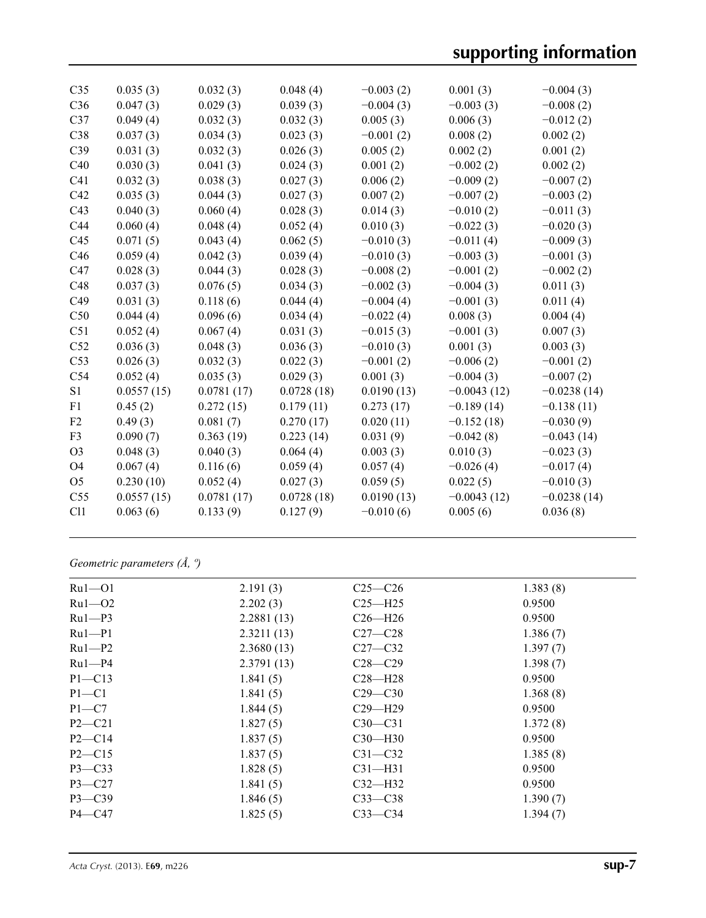| | | | | | | |
|---|---|---|---|---|---|---|
| C35 | 0.035 (3) | 0.032 (3) | 0.048 (4) | −0.003 (2) | 0.001 (3) | −0.004 (3) |
| C36 | 0.047 (3) | 0.029 (3) | 0.039 (3) | −0.004 (3) | −0.003 (3) | −0.008 (2) |
| C37 | 0.049 (4) | 0.032 (3) | 0.032 (3) | 0.005 (3) | 0.006 (3) | −0.012 (2) |
| C38 | 0.037 (3) | 0.034 (3) | 0.023 (3) | −0.001 (2) | 0.008 (2) | 0.002 (2) |
| C39 | 0.031 (3) | 0.032 (3) | 0.026 (3) | 0.005 (2) | 0.002 (2) | 0.001 (2) |
| C40 | 0.030 (3) | 0.041 (3) | 0.024 (3) | 0.001 (2) | −0.002 (2) | 0.002 (2) |
| C41 | 0.032 (3) | 0.038 (3) | 0.027 (3) | 0.006 (2) | −0.009 (2) | −0.007 (2) |
| C42 | 0.035 (3) | 0.044 (3) | 0.027 (3) | 0.007 (2) | −0.007 (2) | −0.003 (2) |
| C43 | 0.040 (3) | 0.060 (4) | 0.028 (3) | 0.014 (3) | −0.010 (2) | −0.011 (3) |
| C44 | 0.060 (4) | 0.048 (4) | 0.052 (4) | 0.010 (3) | −0.022 (3) | −0.020 (3) |
| C45 | 0.071 (5) | 0.043 (4) | 0.062 (5) | −0.010 (3) | −0.011 (4) | −0.009 (3) |
| C46 | 0.059 (4) | 0.042 (3) | 0.039 (4) | −0.010 (3) | −0.003 (3) | −0.001 (3) |
| C47 | 0.028 (3) | 0.044 (3) | 0.028 (3) | −0.008 (2) | −0.001 (2) | −0.002 (2) |
| C48 | 0.037 (3) | 0.076 (5) | 0.034 (3) | −0.002 (3) | −0.004 (3) | 0.011 (3) |
| C49 | 0.031 (3) | 0.118 (6) | 0.044 (4) | −0.004 (4) | −0.001 (3) | 0.011 (4) |
| C50 | 0.044 (4) | 0.096 (6) | 0.034 (4) | −0.022 (4) | 0.008 (3) | 0.004 (4) |
| C51 | 0.052 (4) | 0.067 (4) | 0.031 (3) | −0.015 (3) | −0.001 (3) | 0.007 (3) |
| C52 | 0.036 (3) | 0.048 (3) | 0.036 (3) | −0.010 (3) | 0.001 (3) | 0.003 (3) |
| C53 | 0.026 (3) | 0.032 (3) | 0.022 (3) | −0.001 (2) | −0.006 (2) | −0.001 (2) |
| C54 | 0.052 (4) | 0.035 (3) | 0.029 (3) | 0.001 (3) | −0.004 (3) | −0.007 (2) |
| S1 | 0.0557 (15) | 0.0781 (17) | 0.0728 (18) | 0.0190 (13) | −0.0043 (12) | −0.0238 (14) |
| F1 | 0.45 (2) | 0.272 (15) | 0.179 (11) | 0.273 (17) | −0.189 (14) | −0.138 (11) |
| F2 | 0.49 (3) | 0.081 (7) | 0.270 (17) | 0.020 (11) | −0.152 (18) | −0.030 (9) |
| F3 | 0.090 (7) | 0.363 (19) | 0.223 (14) | 0.031 (9) | −0.042 (8) | −0.043 (14) |
| O3 | 0.048 (3) | 0.040 (3) | 0.064 (4) | 0.003 (3) | 0.010 (3) | −0.023 (3) |
| O4 | 0.067 (4) | 0.116 (6) | 0.059 (4) | 0.057 (4) | −0.026 (4) | −0.017 (4) |
| O5 | 0.230 (10) | 0.052 (4) | 0.027 (3) | 0.059 (5) | 0.022 (5) | −0.010 (3) |
| C55 | 0.0557 (15) | 0.0781 (17) | 0.0728 (18) | 0.0190 (13) | −0.0043 (12) | −0.0238 (14) |
| Cl1 | 0.063 (6) | 0.133 (9) | 0.127 (9) | −0.010 (6) | 0.005 (6) | 0.036 (8) |

*Geometric parameters (Å, º)*

| | | | |
|---|---|---|---|
| Ru1—O1 | 2.191 (3) | C25—C26 | 1.383 (8) |
| Ru1—O2 | 2.202 (3) | C25—H25 | 0.9500 |
| Ru1—P3 | 2.2881 (13) | C26—H26 | 0.9500 |
| Ru1—P1 | 2.3211 (13) | C27—C28 | 1.386 (7) |
| Ru1—P2 | 2.3680 (13) | C27—C32 | 1.397 (7) |
| Ru1—P4 | 2.3791 (13) | C28—C29 | 1.398 (7) |
| P1—C13 | 1.841 (5) | C28—H28 | 0.9500 |
| P1—C1 | 1.841 (5) | C29—C30 | 1.368 (8) |
| P1—C7 | 1.844 (5) | C29—H29 | 0.9500 |
| P2—C21 | 1.827 (5) | C30—C31 | 1.372 (8) |
| P2—C14 | 1.837 (5) | C30—H30 | 0.9500 |
| P2—C15 | 1.837 (5) | C31—C32 | 1.385 (8) |
| P3—C33 | 1.828 (5) | C31—H31 | 0.9500 |
| P3—C27 | 1.841 (5) | C32—H32 | 0.9500 |
| P3—C39 | 1.846 (5) | C33—C38 | 1.390 (7) |
| P4—C47 | 1.825 (5) | C33—C34 | 1.394 (7) |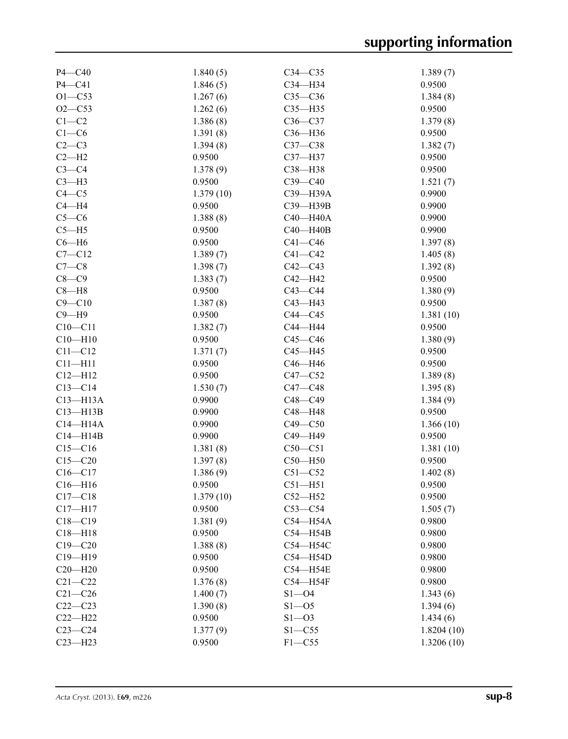| | | | |
|---|---|---|---|
| P4—C40 | 1.840 (5) | C34—C35 | 1.389 (7) |
| P4—C41 | 1.846 (5) | C34—H34 | 0.9500 |
| O1—C53 | 1.267 (6) | C35—C36 | 1.384 (8) |
| O2—C53 | 1.262 (6) | C35—H35 | 0.9500 |
| C1—C2 | 1.386 (8) | C36—C37 | 1.379 (8) |
| C1—C6 | 1.391 (8) | C36—H36 | 0.9500 |
| C2—C3 | 1.394 (8) | C37—C38 | 1.382 (7) |
| C2—H2 | 0.9500 | C37—H37 | 0.9500 |
| C3—C4 | 1.378 (9) | C38—H38 | 0.9500 |
| C3—H3 | 0.9500 | C39—C40 | 1.521 (7) |
| C4—C5 | 1.379 (10) | C39—H39A | 0.9900 |
| C4—H4 | 0.9500 | C39—H39B | 0.9900 |
| C5—C6 | 1.388 (8) | C40—H40A | 0.9900 |
| C5—H5 | 0.9500 | C40—H40B | 0.9900 |
| C6—H6 | 0.9500 | C41—C46 | 1.397 (8) |
| C7—C12 | 1.389 (7) | C41—C42 | 1.405 (8) |
| C7—C8 | 1.398 (7) | C42—C43 | 1.392 (8) |
| C8—C9 | 1.383 (7) | C42—H42 | 0.9500 |
| C8—H8 | 0.9500 | C43—C44 | 1.380 (9) |
| C9—C10 | 1.387 (8) | C43—H43 | 0.9500 |
| C9—H9 | 0.9500 | C44—C45 | 1.381 (10) |
| C10—C11 | 1.382 (7) | C44—H44 | 0.9500 |
| C10—H10 | 0.9500 | C45—C46 | 1.380 (9) |
| C11—C12 | 1.371 (7) | C45—H45 | 0.9500 |
| C11—H11 | 0.9500 | C46—H46 | 0.9500 |
| C12—H12 | 0.9500 | C47—C52 | 1.389 (8) |
| C13—C14 | 1.530 (7) | C47—C48 | 1.395 (8) |
| C13—H13A | 0.9900 | C48—C49 | 1.384 (9) |
| C13—H13B | 0.9900 | C48—H48 | 0.9500 |
| C14—H14A | 0.9900 | C49—C50 | 1.366 (10) |
| C14—H14B | 0.9900 | C49—H49 | 0.9500 |
| C15—C16 | 1.381 (8) | C50—C51 | 1.381 (10) |
| C15—C20 | 1.397 (8) | C50—H50 | 0.9500 |
| C16—C17 | 1.386 (9) | C51—C52 | 1.402 (8) |
| C16—H16 | 0.9500 | C51—H51 | 0.9500 |
| C17—C18 | 1.379 (10) | C52—H52 | 0.9500 |
| C17—H17 | 0.9500 | C53—C54 | 1.505 (7) |
| C18—C19 | 1.381 (9) | C54—H54A | 0.9800 |
| C18—H18 | 0.9500 | C54—H54B | 0.9800 |
| C19—C20 | 1.388 (8) | C54—H54C | 0.9800 |
| C19—H19 | 0.9500 | C54—H54D | 0.9800 |
| C20—H20 | 0.9500 | C54—H54E | 0.9800 |
| C21—C22 | 1.376 (8) | C54—H54F | 0.9800 |
| C21—C26 | 1.400 (7) | S1—O4 | 1.343 (6) |
| C22—C23 | 1.390 (8) | S1—O5 | 1.394 (6) |
| C22—H22 | 0.9500 | S1—O3 | 1.434 (6) |
| C23—C24 | 1.377 (9) | S1—C55 | 1.8204 (10) |
| C23—H23 | 0.9500 | F1—C55 | 1.3206 (10) |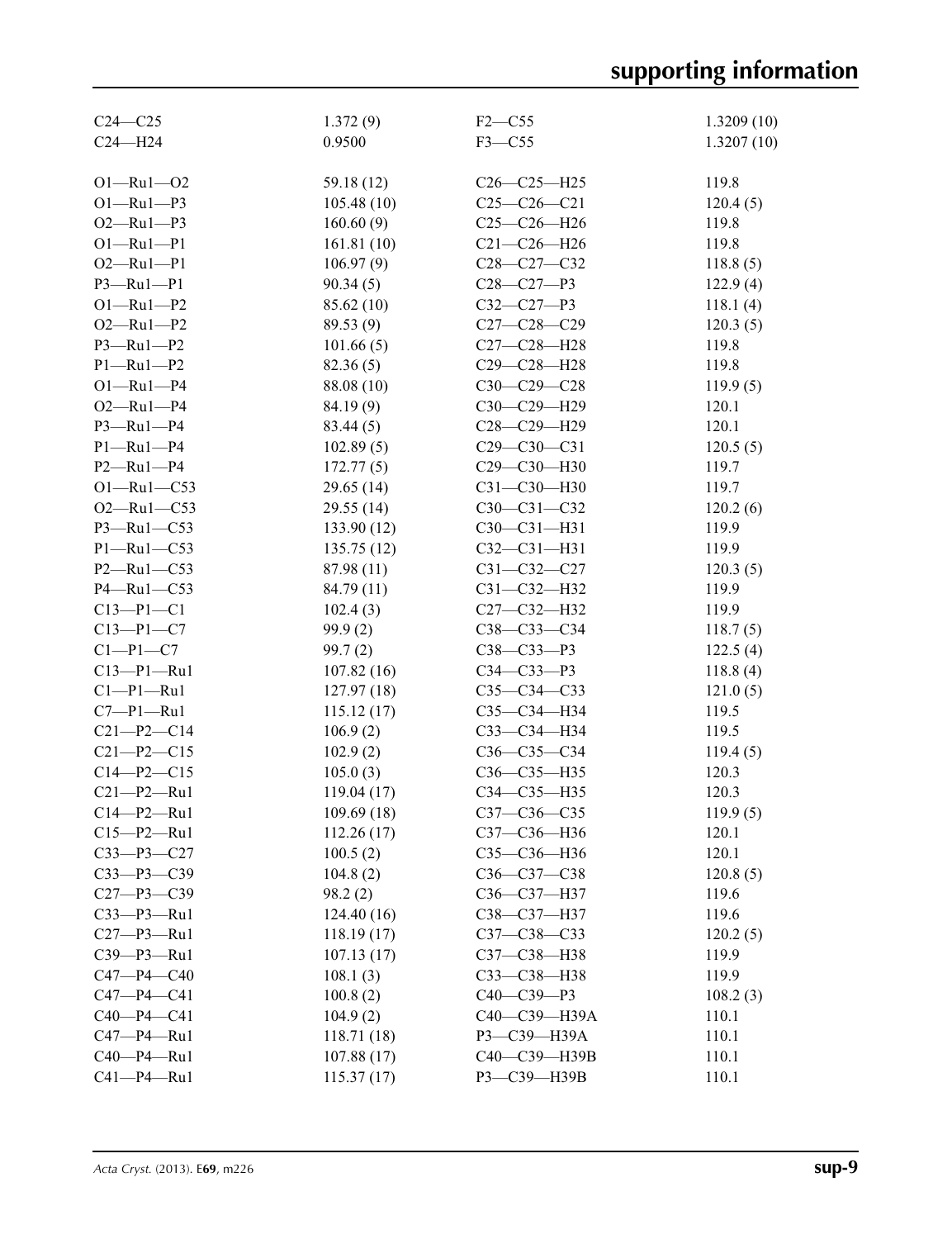| | | | |
|---|---|---|---|
| C24—C25 | 1.372 (9) | F2—C55 | 1.3209 (10) |
| C24—H24 | 0.9500 | F3—C55 | 1.3207 (10) |
| | | | |
| O1—Ru1—O2 | 59.18 (12) | C26—C25—H25 | 119.8 |
| O1—Ru1—P3 | 105.48 (10) | C25—C26—C21 | 120.4 (5) |
| O2—Ru1—P3 | 160.60 (9) | C25—C26—H26 | 119.8 |
| O1—Ru1—P1 | 161.81 (10) | C21—C26—H26 | 119.8 |
| O2—Ru1—P1 | 106.97 (9) | C28—C27—C32 | 118.8 (5) |
| P3—Ru1—P1 | 90.34 (5) | C28—C27—P3 | 122.9 (4) |
| O1—Ru1—P2 | 85.62 (10) | C32—C27—P3 | 118.1 (4) |
| O2—Ru1—P2 | 89.53 (9) | C27—C28—C29 | 120.3 (5) |
| P3—Ru1—P2 | 101.66 (5) | C27—C28—H28 | 119.8 |
| P1—Ru1—P2 | 82.36 (5) | C29—C28—H28 | 119.8 |
| O1—Ru1—P4 | 88.08 (10) | C30—C29—C28 | 119.9 (5) |
| O2—Ru1—P4 | 84.19 (9) | C30—C29—H29 | 120.1 |
| P3—Ru1—P4 | 83.44 (5) | C28—C29—H29 | 120.1 |
| P1—Ru1—P4 | 102.89 (5) | C29—C30—C31 | 120.5 (5) |
| P2—Ru1—P4 | 172.77 (5) | C29—C30—H30 | 119.7 |
| O1—Ru1—C53 | 29.65 (14) | C31—C30—H30 | 119.7 |
| O2—Ru1—C53 | 29.55 (14) | C30—C31—C32 | 120.2 (6) |
| P3—Ru1—C53 | 133.90 (12) | C30—C31—H31 | 119.9 |
| P1—Ru1—C53 | 135.75 (12) | C32—C31—H31 | 119.9 |
| P2—Ru1—C53 | 87.98 (11) | C31—C32—C27 | 120.3 (5) |
| P4—Ru1—C53 | 84.79 (11) | C31—C32—H32 | 119.9 |
| C13—P1—C1 | 102.4 (3) | C27—C32—H32 | 119.9 |
| C13—P1—C7 | 99.9 (2) | C38—C33—C34 | 118.7 (5) |
| C1—P1—C7 | 99.7 (2) | C38—C33—P3 | 122.5 (4) |
| C13—P1—Ru1 | 107.82 (16) | C34—C33—P3 | 118.8 (4) |
| C1—P1—Ru1 | 127.97 (18) | C35—C34—C33 | 121.0 (5) |
| C7—P1—Ru1 | 115.12 (17) | C35—C34—H34 | 119.5 |
| C21—P2—C14 | 106.9 (2) | C33—C34—H34 | 119.5 |
| C21—P2—C15 | 102.9 (2) | C36—C35—C34 | 119.4 (5) |
| C14—P2—C15 | 105.0 (3) | C36—C35—H35 | 120.3 |
| C21—P2—Ru1 | 119.04 (17) | C34—C35—H35 | 120.3 |
| C14—P2—Ru1 | 109.69 (18) | C37—C36—C35 | 119.9 (5) |
| C15—P2—Ru1 | 112.26 (17) | C37—C36—H36 | 120.1 |
| C33—P3—C27 | 100.5 (2) | C35—C36—H36 | 120.1 |
| C33—P3—C39 | 104.8 (2) | C36—C37—C38 | 120.8 (5) |
| C27—P3—C39 | 98.2 (2) | C36—C37—H37 | 119.6 |
| C33—P3—Ru1 | 124.40 (16) | C38—C37—H37 | 119.6 |
| C27—P3—Ru1 | 118.19 (17) | C37—C38—C33 | 120.2 (5) |
| C39—P3—Ru1 | 107.13 (17) | C37—C38—H38 | 119.9 |
| C47—P4—C40 | 108.1 (3) | C33—C38—H38 | 119.9 |
| C47—P4—C41 | 100.8 (2) | C40—C39—P3 | 108.2 (3) |
| C40—P4—C41 | 104.9 (2) | C40—C39—H39A | 110.1 |
| C47—P4—Ru1 | 118.71 (18) | P3—C39—H39A | 110.1 |
| C40—P4—Ru1 | 107.88 (17) | C40—C39—H39B | 110.1 |
| C41—P4—Ru1 | 115.37 (17) | P3—C39—H39B | 110.1 |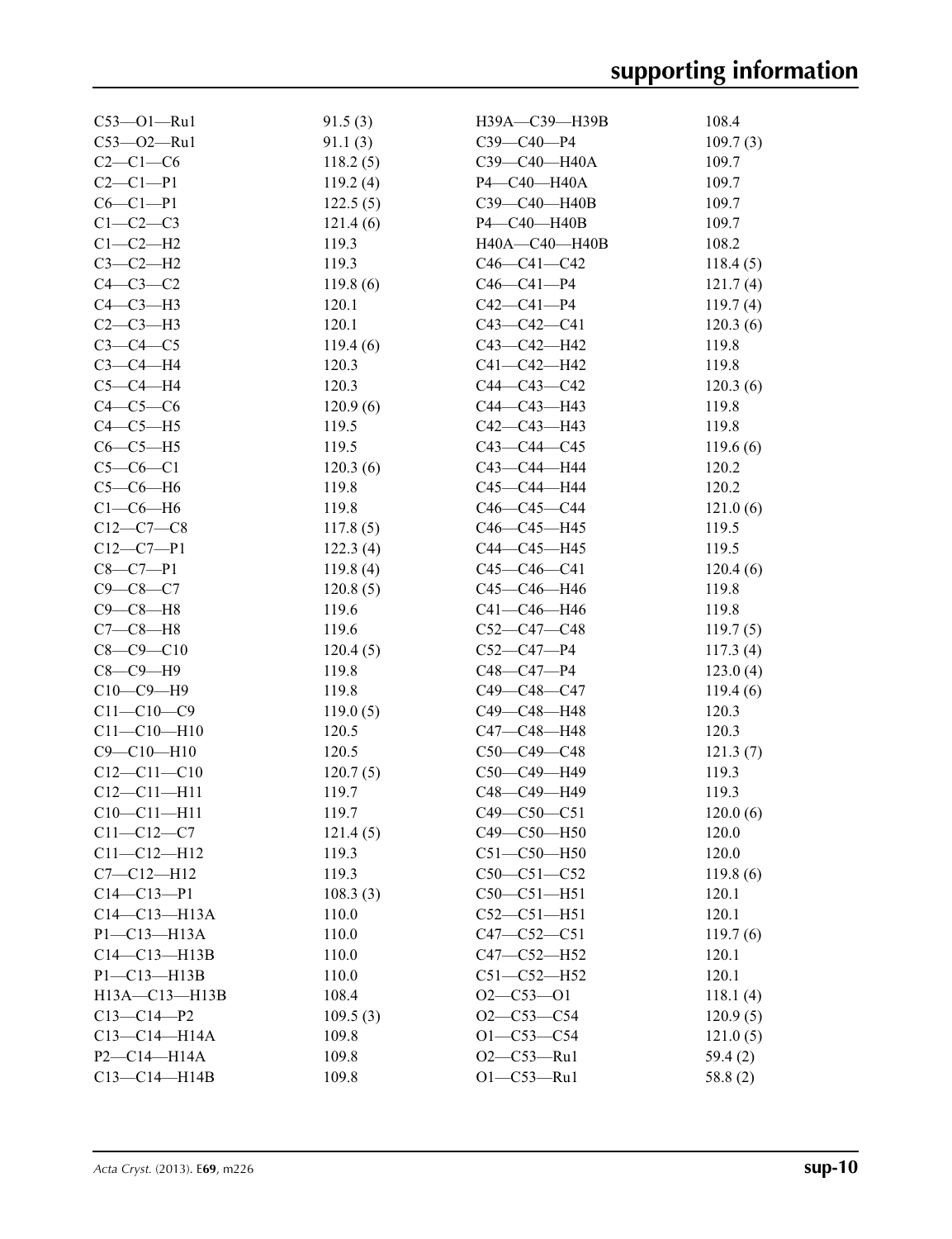| | | | |
|---|---|---|---|
| C53—O1—Ru1 | 91.5 (3) | H39A—C39—H39B | 108.4 |
| C53—O2—Ru1 | 91.1 (3) | C39—C40—P4 | 109.7 (3) |
| C2—C1—C6 | 118.2 (5) | C39—C40—H40A | 109.7 |
| C2—C1—P1 | 119.2 (4) | P4—C40—H40A | 109.7 |
| C6—C1—P1 | 122.5 (5) | C39—C40—H40B | 109.7 |
| C1—C2—C3 | 121.4 (6) | P4—C40—H40B | 109.7 |
| C1—C2—H2 | 119.3 | H40A—C40—H40B | 108.2 |
| C3—C2—H2 | 119.3 | C46—C41—C42 | 118.4 (5) |
| C4—C3—C2 | 119.8 (6) | C46—C41—P4 | 121.7 (4) |
| C4—C3—H3 | 120.1 | C42—C41—P4 | 119.7 (4) |
| C2—C3—H3 | 120.1 | C43—C42—C41 | 120.3 (6) |
| C3—C4—C5 | 119.4 (6) | C43—C42—H42 | 119.8 |
| C3—C4—H4 | 120.3 | C41—C42—H42 | 119.8 |
| C5—C4—H4 | 120.3 | C44—C43—C42 | 120.3 (6) |
| C4—C5—C6 | 120.9 (6) | C44—C43—H43 | 119.8 |
| C4—C5—H5 | 119.5 | C42—C43—H43 | 119.8 |
| C6—C5—H5 | 119.5 | C43—C44—C45 | 119.6 (6) |
| C5—C6—C1 | 120.3 (6) | C43—C44—H44 | 120.2 |
| C5—C6—H6 | 119.8 | C45—C44—H44 | 120.2 |
| C1—C6—H6 | 119.8 | C46—C45—C44 | 121.0 (6) |
| C12—C7—C8 | 117.8 (5) | C46—C45—H45 | 119.5 |
| C12—C7—P1 | 122.3 (4) | C44—C45—H45 | 119.5 |
| C8—C7—P1 | 119.8 (4) | C45—C46—C41 | 120.4 (6) |
| C9—C8—C7 | 120.8 (5) | C45—C46—H46 | 119.8 |
| C9—C8—H8 | 119.6 | C41—C46—H46 | 119.8 |
| C7—C8—H8 | 119.6 | C52—C47—C48 | 119.7 (5) |
| C8—C9—C10 | 120.4 (5) | C52—C47—P4 | 117.3 (4) |
| C8—C9—H9 | 119.8 | C48—C47—P4 | 123.0 (4) |
| C10—C9—H9 | 119.8 | C49—C48—C47 | 119.4 (6) |
| C11—C10—C9 | 119.0 (5) | C49—C48—H48 | 120.3 |
| C11—C10—H10 | 120.5 | C47—C48—H48 | 120.3 |
| C9—C10—H10 | 120.5 | C50—C49—C48 | 121.3 (7) |
| C12—C11—C10 | 120.7 (5) | C50—C49—H49 | 119.3 |
| C12—C11—H11 | 119.7 | C48—C49—H49 | 119.3 |
| C10—C11—H11 | 119.7 | C49—C50—C51 | 120.0 (6) |
| C11—C12—C7 | 121.4 (5) | C49—C50—H50 | 120.0 |
| C11—C12—H12 | 119.3 | C51—C50—H50 | 120.0 |
| C7—C12—H12 | 119.3 | C50—C51—C52 | 119.8 (6) |
| C14—C13—P1 | 108.3 (3) | C50—C51—H51 | 120.1 |
| C14—C13—H13A | 110.0 | C52—C51—H51 | 120.1 |
| P1—C13—H13A | 110.0 | C47—C52—C51 | 119.7 (6) |
| C14—C13—H13B | 110.0 | C47—C52—H52 | 120.1 |
| P1—C13—H13B | 110.0 | C51—C52—H52 | 120.1 |
| H13A—C13—H13B | 108.4 | O2—C53—O1 | 118.1 (4) |
| C13—C14—P2 | 109.5 (3) | O2—C53—C54 | 120.9 (5) |
| C13—C14—H14A | 109.8 | O1—C53—C54 | 121.0 (5) |
| P2—C14—H14A | 109.8 | O2—C53—Ru1 | 59.4 (2) |
| C13—C14—H14B | 109.8 | O1—C53—Ru1 | 58.8 (2) |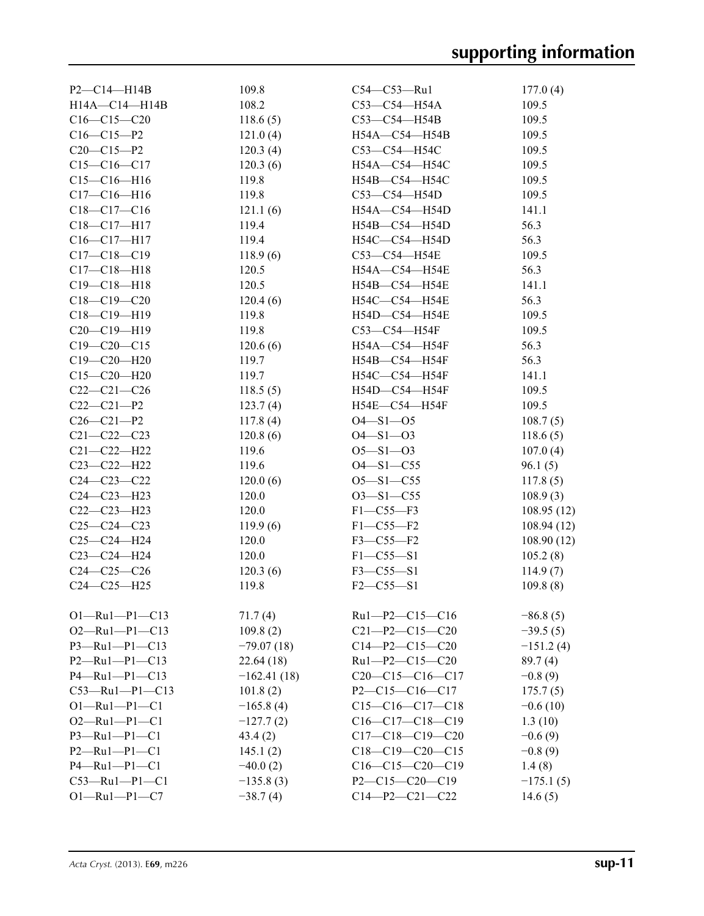| | | | |
|---|---|---|---|
| P2—C14—H14B | 109.8 | C54—C53—Ru1 | 177.0 (4) |
| H14A—C14—H14B | 108.2 | C53—C54—H54A | 109.5 |
| C16—C15—C20 | 118.6 (5) | C53—C54—H54B | 109.5 |
| C16—C15—P2 | 121.0 (4) | H54A—C54—H54B | 109.5 |
| C20—C15—P2 | 120.3 (4) | C53—C54—H54C | 109.5 |
| C15—C16—C17 | 120.3 (6) | H54A—C54—H54C | 109.5 |
| C15—C16—H16 | 119.8 | H54B—C54—H54C | 109.5 |
| C17—C16—H16 | 119.8 | C53—C54—H54D | 109.5 |
| C18—C17—C16 | 121.1 (6) | H54A—C54—H54D | 141.1 |
| C18—C17—H17 | 119.4 | H54B—C54—H54D | 56.3 |
| C16—C17—H17 | 119.4 | H54C—C54—H54D | 56.3 |
| C17—C18—C19 | 118.9 (6) | C53—C54—H54E | 109.5 |
| C17—C18—H18 | 120.5 | H54A—C54—H54E | 56.3 |
| C19—C18—H18 | 120.5 | H54B—C54—H54E | 141.1 |
| C18—C19—C20 | 120.4 (6) | H54C—C54—H54E | 56.3 |
| C18—C19—H19 | 119.8 | H54D—C54—H54E | 109.5 |
| C20—C19—H19 | 119.8 | C53—C54—H54F | 109.5 |
| C19—C20—C15 | 120.6 (6) | H54A—C54—H54F | 56.3 |
| C19—C20—H20 | 119.7 | H54B—C54—H54F | 56.3 |
| C15—C20—H20 | 119.7 | H54C—C54—H54F | 141.1 |
| C22—C21—C26 | 118.5 (5) | H54D—C54—H54F | 109.5 |
| C22—C21—P2 | 123.7 (4) | H54E—C54—H54F | 109.5 |
| C26—C21—P2 | 117.8 (4) | O4—S1—O5 | 108.7 (5) |
| C21—C22—C23 | 120.8 (6) | O4—S1—O3 | 118.6 (5) |
| C21—C22—H22 | 119.6 | O5—S1—O3 | 107.0 (4) |
| C23—C22—H22 | 119.6 | O4—S1—C55 | 96.1 (5) |
| C24—C23—C22 | 120.0 (6) | O5—S1—C55 | 117.8 (5) |
| C24—C23—H23 | 120.0 | O3—S1—C55 | 108.9 (3) |
| C22—C23—H23 | 120.0 | F1—C55—F3 | 108.95 (12) |
| C25—C24—C23 | 119.9 (6) | F1—C55—F2 | 108.94 (12) |
| C25—C24—H24 | 120.0 | F3—C55—F2 | 108.90 (12) |
| C23—C24—H24 | 120.0 | F1—C55—S1 | 105.2 (8) |
| C24—C25—C26 | 120.3 (6) | F3—C55—S1 | 114.9 (7) |
| C24—C25—H25 | 119.8 | F2—C55—S1 | 109.8 (8) |

| | | | |
|---|---|---|---|
| O1—Ru1—P1—C13 | 71.7 (4) | Ru1—P2—C15—C16 | −86.8 (5) |
| O2—Ru1—P1—C13 | 109.8 (2) | C21—P2—C15—C20 | −39.5 (5) |
| P3—Ru1—P1—C13 | −79.07 (18) | C14—P2—C15—C20 | −151.2 (4) |
| P2—Ru1—P1—C13 | 22.64 (18) | Ru1—P2—C15—C20 | 89.7 (4) |
| P4—Ru1—P1—C13 | −162.41 (18) | C20—C15—C16—C17 | −0.8 (9) |
| C53—Ru1—P1—C13 | 101.8 (2) | P2—C15—C16—C17 | 175.7 (5) |
| O1—Ru1—P1—C1 | −165.8 (4) | C15—C16—C17—C18 | −0.6 (10) |
| O2—Ru1—P1—C1 | −127.7 (2) | C16—C17—C18—C19 | 1.3 (10) |
| P3—Ru1—P1—C1 | 43.4 (2) | C17—C18—C19—C20 | −0.6 (9) |
| P2—Ru1—P1—C1 | 145.1 (2) | C18—C19—C20—C15 | −0.8 (9) |
| P4—Ru1—P1—C1 | −40.0 (2) | C16—C15—C20—C19 | 1.4 (8) |
| C53—Ru1—P1—C1 | −135.8 (3) | P2—C15—C20—C19 | −175.1 (5) |
| O1—Ru1—P1—C7 | −38.7 (4) | C14—P2—C21—C22 | 14.6 (5) |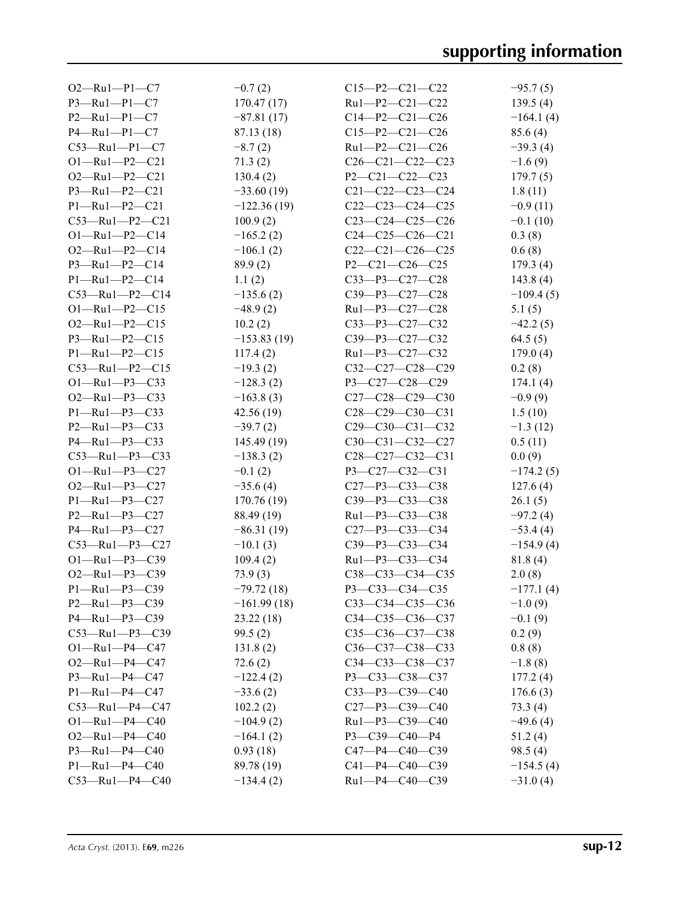| | | | |
|---|---|---|---|
| O2—Ru1—P1—C7 | −0.7 (2) | C15—P2—C21—C22 | −95.7 (5) |
| P3—Ru1—P1—C7 | 170.47 (17) | Ru1—P2—C21—C22 | 139.5 (4) |
| P2—Ru1—P1—C7 | −87.81 (17) | C14—P2—C21—C26 | −164.1 (4) |
| P4—Ru1—P1—C7 | 87.13 (18) | C15—P2—C21—C26 | 85.6 (4) |
| C53—Ru1—P1—C7 | −8.7 (2) | Ru1—P2—C21—C26 | −39.3 (4) |
| O1—Ru1—P2—C21 | 71.3 (2) | C26—C21—C22—C23 | −1.6 (9) |
| O2—Ru1—P2—C21 | 130.4 (2) | P2—C21—C22—C23 | 179.7 (5) |
| P3—Ru1—P2—C21 | −33.60 (19) | C21—C22—C23—C24 | 1.8 (11) |
| P1—Ru1—P2—C21 | −122.36 (19) | C22—C23—C24—C25 | −0.9 (11) |
| C53—Ru1—P2—C21 | 100.9 (2) | C23—C24—C25—C26 | −0.1 (10) |
| O1—Ru1—P2—C14 | −165.2 (2) | C24—C25—C26—C21 | 0.3 (8) |
| O2—Ru1—P2—C14 | −106.1 (2) | C22—C21—C26—C25 | 0.6 (8) |
| P3—Ru1—P2—C14 | 89.9 (2) | P2—C21—C26—C25 | 179.3 (4) |
| P1—Ru1—P2—C14 | 1.1 (2) | C33—P3—C27—C28 | 143.8 (4) |
| C53—Ru1—P2—C14 | −135.6 (2) | C39—P3—C27—C28 | −109.4 (5) |
| O1—Ru1—P2—C15 | −48.9 (2) | Ru1—P3—C27—C28 | 5.1 (5) |
| O2—Ru1—P2—C15 | 10.2 (2) | C33—P3—C27—C32 | −42.2 (5) |
| P3—Ru1—P2—C15 | −153.83 (19) | C39—P3—C27—C32 | 64.5 (5) |
| P1—Ru1—P2—C15 | 117.4 (2) | Ru1—P3—C27—C32 | 179.0 (4) |
| C53—Ru1—P2—C15 | −19.3 (2) | C32—C27—C28—C29 | 0.2 (8) |
| O1—Ru1—P3—C33 | −128.3 (2) | P3—C27—C28—C29 | 174.1 (4) |
| O2—Ru1—P3—C33 | −163.8 (3) | C27—C28—C29—C30 | −0.9 (9) |
| P1—Ru1—P3—C33 | 42.56 (19) | C28—C29—C30—C31 | 1.5 (10) |
| P2—Ru1—P3—C33 | −39.7 (2) | C29—C30—C31—C32 | −1.3 (12) |
| P4—Ru1—P3—C33 | 145.49 (19) | C30—C31—C32—C27 | 0.5 (11) |
| C53—Ru1—P3—C33 | −138.3 (2) | C28—C27—C32—C31 | 0.0 (9) |
| O1—Ru1—P3—C27 | −0.1 (2) | P3—C27—C32—C31 | −174.2 (5) |
| O2—Ru1—P3—C27 | −35.6 (4) | C27—P3—C33—C38 | 127.6 (4) |
| P1—Ru1—P3—C27 | 170.76 (19) | C39—P3—C33—C38 | 26.1 (5) |
| P2—Ru1—P3—C27 | 88.49 (19) | Ru1—P3—C33—C38 | −97.2 (4) |
| P4—Ru1—P3—C27 | −86.31 (19) | C27—P3—C33—C34 | −53.4 (4) |
| C53—Ru1—P3—C27 | −10.1 (3) | C39—P3—C33—C34 | −154.9 (4) |
| O1—Ru1—P3—C39 | 109.4 (2) | Ru1—P3—C33—C34 | 81.8 (4) |
| O2—Ru1—P3—C39 | 73.9 (3) | C38—C33—C34—C35 | 2.0 (8) |
| P1—Ru1—P3—C39 | −79.72 (18) | P3—C33—C34—C35 | −177.1 (4) |
| P2—Ru1—P3—C39 | −161.99 (18) | C33—C34—C35—C36 | −1.0 (9) |
| P4—Ru1—P3—C39 | 23.22 (18) | C34—C35—C36—C37 | −0.1 (9) |
| C53—Ru1—P3—C39 | 99.5 (2) | C35—C36—C37—C38 | 0.2 (9) |
| O1—Ru1—P4—C47 | 131.8 (2) | C36—C37—C38—C33 | 0.8 (8) |
| O2—Ru1—P4—C47 | 72.6 (2) | C34—C33—C38—C37 | −1.8 (8) |
| P3—Ru1—P4—C47 | −122.4 (2) | P3—C33—C38—C37 | 177.2 (4) |
| P1—Ru1—P4—C47 | −33.6 (2) | C33—P3—C39—C40 | 176.6 (3) |
| C53—Ru1—P4—C47 | 102.2 (2) | C27—P3—C39—C40 | 73.3 (4) |
| O1—Ru1—P4—C40 | −104.9 (2) | Ru1—P3—C39—C40 | −49.6 (4) |
| O2—Ru1—P4—C40 | −164.1 (2) | P3—C39—C40—P4 | 51.2 (4) |
| P3—Ru1—P4—C40 | 0.93 (18) | C47—P4—C40—C39 | 98.5 (4) |
| P1—Ru1—P4—C40 | 89.78 (19) | C41—P4—C40—C39 | −154.5 (4) |
| C53—Ru1—P4—C40 | −134.4 (2) | Ru1—P4—C40—C39 | −31.0 (4) |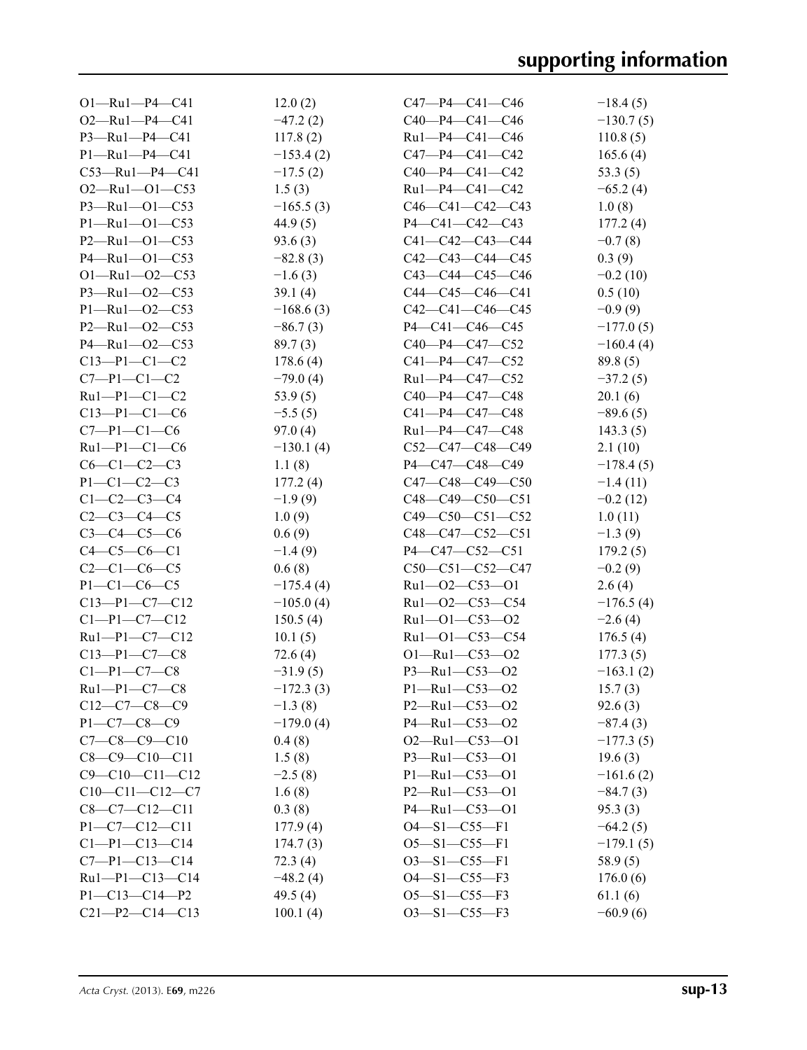| | | | |
|---|---|---|---|
| O1—Ru1—P4—C41 | 12.0 (2) | C47—P4—C41—C46 | −18.4 (5) |
| O2—Ru1—P4—C41 | −47.2 (2) | C40—P4—C41—C46 | −130.7 (5) |
| P3—Ru1—P4—C41 | 117.8 (2) | Ru1—P4—C41—C46 | 110.8 (5) |
| P1—Ru1—P4—C41 | −153.4 (2) | C47—P4—C41—C42 | 165.6 (4) |
| C53—Ru1—P4—C41 | −17.5 (2) | C40—P4—C41—C42 | 53.3 (5) |
| O2—Ru1—O1—C53 | 1.5 (3) | Ru1—P4—C41—C42 | −65.2 (4) |
| P3—Ru1—O1—C53 | −165.5 (3) | C46—C41—C42—C43 | 1.0 (8) |
| P1—Ru1—O1—C53 | 44.9 (5) | P4—C41—C42—C43 | 177.2 (4) |
| P2—Ru1—O1—C53 | 93.6 (3) | C41—C42—C43—C44 | −0.7 (8) |
| P4—Ru1—O1—C53 | −82.8 (3) | C42—C43—C44—C45 | 0.3 (9) |
| O1—Ru1—O2—C53 | −1.6 (3) | C43—C44—C45—C46 | −0.2 (10) |
| P3—Ru1—O2—C53 | 39.1 (4) | C44—C45—C46—C41 | 0.5 (10) |
| P1—Ru1—O2—C53 | −168.6 (3) | C42—C41—C46—C45 | −0.9 (9) |
| P2—Ru1—O2—C53 | −86.7 (3) | P4—C41—C46—C45 | −177.0 (5) |
| P4—Ru1—O2—C53 | 89.7 (3) | C40—P4—C47—C52 | −160.4 (4) |
| C13—P1—C1—C2 | 178.6 (4) | C41—P4—C47—C52 | 89.8 (5) |
| C7—P1—C1—C2 | −79.0 (4) | Ru1—P4—C47—C52 | −37.2 (5) |
| Ru1—P1—C1—C2 | 53.9 (5) | C40—P4—C47—C48 | 20.1 (6) |
| C13—P1—C1—C6 | −5.5 (5) | C41—P4—C47—C48 | −89.6 (5) |
| C7—P1—C1—C6 | 97.0 (4) | Ru1—P4—C47—C48 | 143.3 (5) |
| Ru1—P1—C1—C6 | −130.1 (4) | C52—C47—C48—C49 | 2.1 (10) |
| C6—C1—C2—C3 | 1.1 (8) | P4—C47—C48—C49 | −178.4 (5) |
| P1—C1—C2—C3 | 177.2 (4) | C47—C48—C49—C50 | −1.4 (11) |
| C1—C2—C3—C4 | −1.9 (9) | C48—C49—C50—C51 | −0.2 (12) |
| C2—C3—C4—C5 | 1.0 (9) | C49—C50—C51—C52 | 1.0 (11) |
| C3—C4—C5—C6 | 0.6 (9) | C48—C47—C52—C51 | −1.3 (9) |
| C4—C5—C6—C1 | −1.4 (9) | P4—C47—C52—C51 | 179.2 (5) |
| C2—C1—C6—C5 | 0.6 (8) | C50—C51—C52—C47 | −0.2 (9) |
| P1—C1—C6—C5 | −175.4 (4) | Ru1—O2—C53—O1 | 2.6 (4) |
| C13—P1—C7—C12 | −105.0 (4) | Ru1—O2—C53—C54 | −176.5 (4) |
| C1—P1—C7—C12 | 150.5 (4) | Ru1—O1—C53—O2 | −2.6 (4) |
| Ru1—P1—C7—C12 | 10.1 (5) | Ru1—O1—C53—C54 | 176.5 (4) |
| C13—P1—C7—C8 | 72.6 (4) | O1—Ru1—C53—O2 | 177.3 (5) |
| C1—P1—C7—C8 | −31.9 (5) | P3—Ru1—C53—O2 | −163.1 (2) |
| Ru1—P1—C7—C8 | −172.3 (3) | P1—Ru1—C53—O2 | 15.7 (3) |
| C12—C7—C8—C9 | −1.3 (8) | P2—Ru1—C53—O2 | 92.6 (3) |
| P1—C7—C8—C9 | −179.0 (4) | P4—Ru1—C53—O2 | −87.4 (3) |
| C7—C8—C9—C10 | 0.4 (8) | O2—Ru1—C53—O1 | −177.3 (5) |
| C8—C9—C10—C11 | 1.5 (8) | P3—Ru1—C53—O1 | 19.6 (3) |
| C9—C10—C11—C12 | −2.5 (8) | P1—Ru1—C53—O1 | −161.6 (2) |
| C10—C11—C12—C7 | 1.6 (8) | P2—Ru1—C53—O1 | −84.7 (3) |
| C8—C7—C12—C11 | 0.3 (8) | P4—Ru1—C53—O1 | 95.3 (3) |
| P1—C7—C12—C11 | 177.9 (4) | O4—S1—C55—F1 | −64.2 (5) |
| C1—P1—C13—C14 | 174.7 (3) | O5—S1—C55—F1 | −179.1 (5) |
| C7—P1—C13—C14 | 72.3 (4) | O3—S1—C55—F1 | 58.9 (5) |
| Ru1—P1—C13—C14 | −48.2 (4) | O4—S1—C55—F3 | 176.0 (6) |
| P1—C13—C14—P2 | 49.5 (4) | O5—S1—C55—F3 | 61.1 (6) |
| C21—P2—C14—C13 | 100.1 (4) | O3—S1—C55—F3 | −60.9 (6) |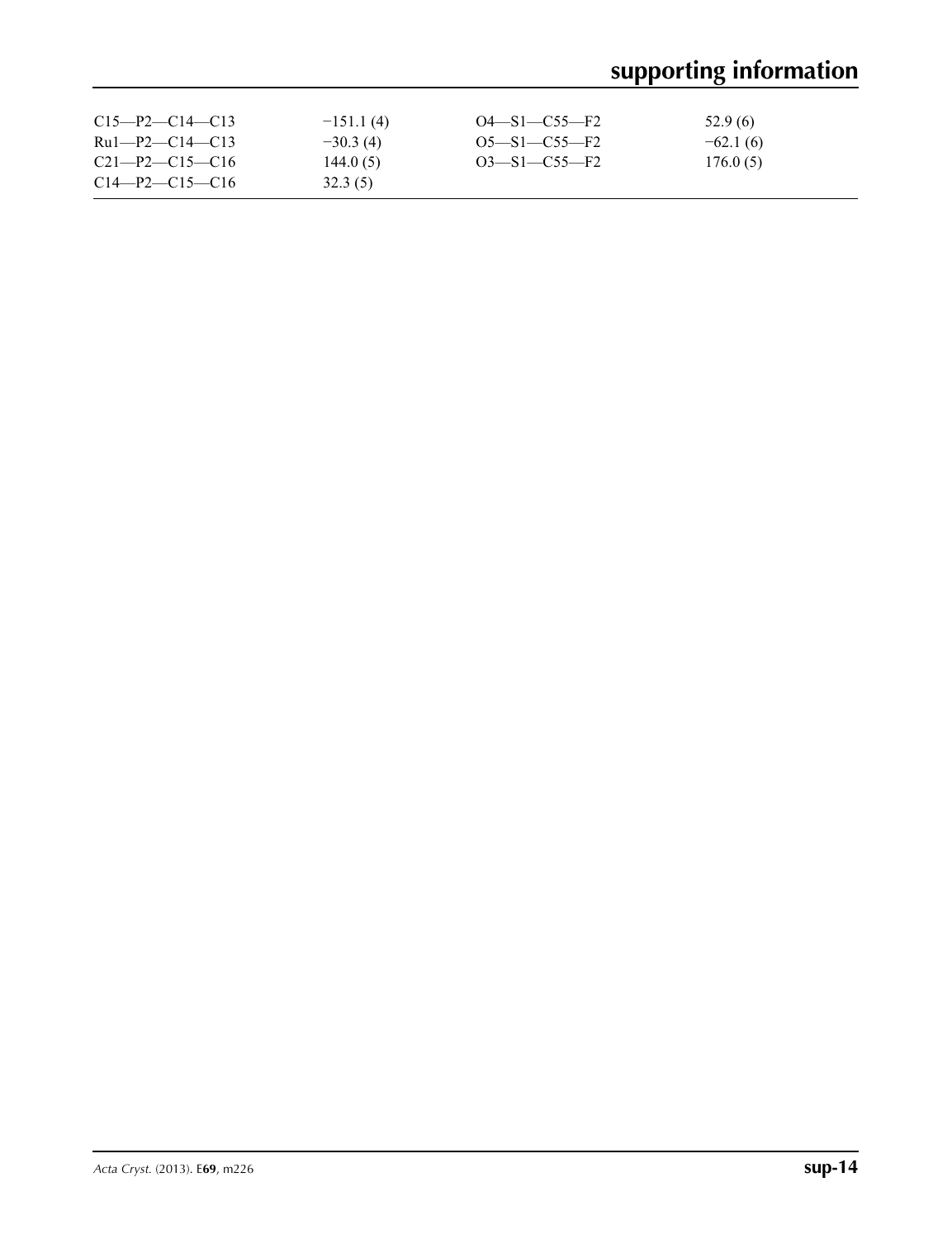| | | | |
|---|---|---|---|
| C15—P2—C14—C13 | −151.1 (4) | O4—S1—C55—F2 | 52.9 (6) |
| Ru1—P2—C14—C13 | −30.3 (4) | O5—S1—C55—F2 | −62.1 (6) |
| C21—P2—C15—C16 | 144.0 (5) | O3—S1—C55—F2 | 176.0 (5) |
| C14—P2—C15—C16 | 32.3 (5) | | |